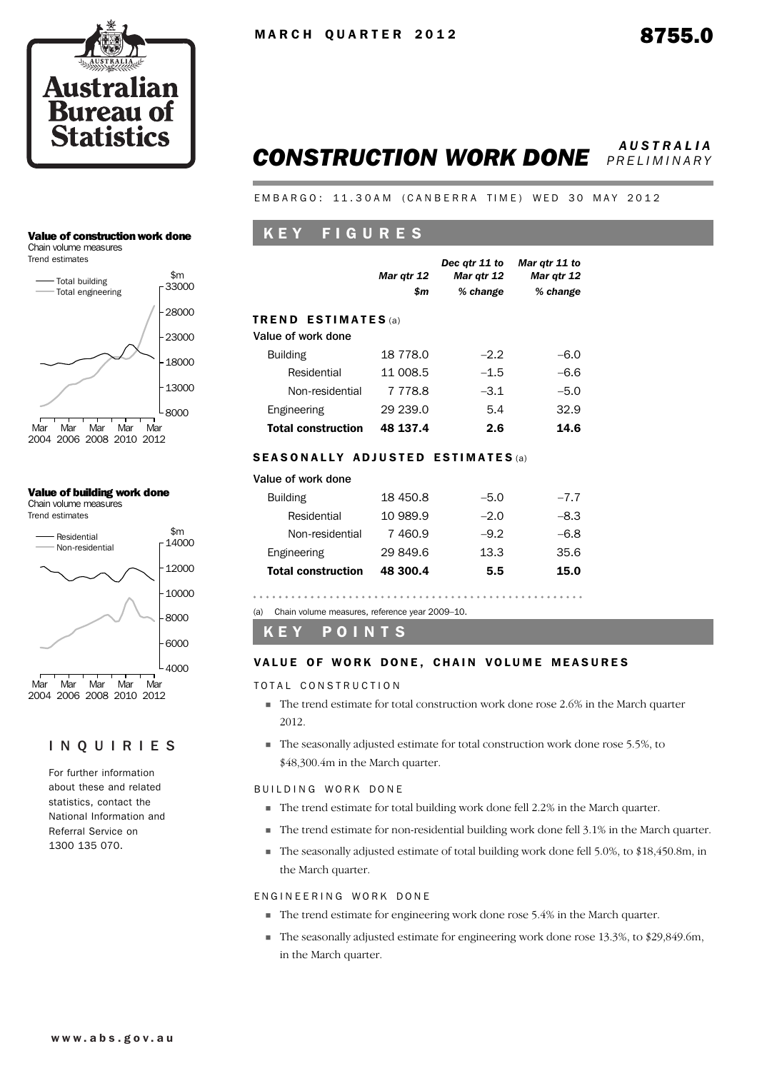MARCH QUARTER 2012

8755.0

# CONSTRUCTION WORK DONE

*AUSTRALIA*
*PRELIMINARY*

EMBARGO: 11.30AM (CANBERRA TIME) WED 30 MAY 2012

**Value of construction work done**
Chain volume measures
Trend estimates

**Value of building work done**
Chain volume measures
Trend estimates

## KEY FIGURES

| | *Mar qtr 12* | *Dec qtr 11 to Mar qtr 12* | *Mar qtr 11 to Mar qtr 12* |
|---|---|---|---|
| | *$m* | *% change* | *% change* |
| **TREND ESTIMATES** (a) | | | |
| Value of work done | | | |
| Building | 18 778.0 | –2.2 | –6.0 |
| Residential | 11 008.5 | –1.5 | –6.6 |
| Non-residential | 7 778.8 | –3.1 | –5.0 |
| Engineering | 29 239.0 | 5.4 | 32.9 |
| **Total construction** | **48 137.4** | **2.6** | **14.6** |
| **SEASONALLY ADJUSTED ESTIMATES** (a) | | | |
| Value of work done | | | |
| Building | 18 450.8 | –5.0 | –7.7 |
| Residential | 10 989.9 | –2.0 | –8.3 |
| Non-residential | 7 460.9 | –9.2 | –6.8 |
| Engineering | 29 849.6 | 13.3 | 35.6 |
| **Total construction** | **48 300.4** | **5.5** | **15.0** |

(a) Chain volume measures, reference year 2009–10.

## KEY POINTS

### VALUE OF WORK DONE, CHAIN VOLUME MEASURES

TOTAL CONSTRUCTION

- The trend estimate for total construction work done rose 2.6% in the March quarter 2012.
- The seasonally adjusted estimate for total construction work done rose 5.5%, to $48,300.4m in the March quarter.

BUILDING WORK DONE

- The trend estimate for total building work done fell 2.2% in the March quarter.
- The trend estimate for non-residential building work done fell 3.1% in the March quarter.
- The seasonally adjusted estimate of total building work done fell 5.0%, to $18,450.8m, in the March quarter.

ENGINEERING WORK DONE

- The trend estimate for engineering work done rose 5.4% in the March quarter.
- The seasonally adjusted estimate for engineering work done rose 13.3%, to $29,849.6m, in the March quarter.

## INQUIRIES

For further information about these and related statistics, contact the National Information and Referral Service on 1300 135 070.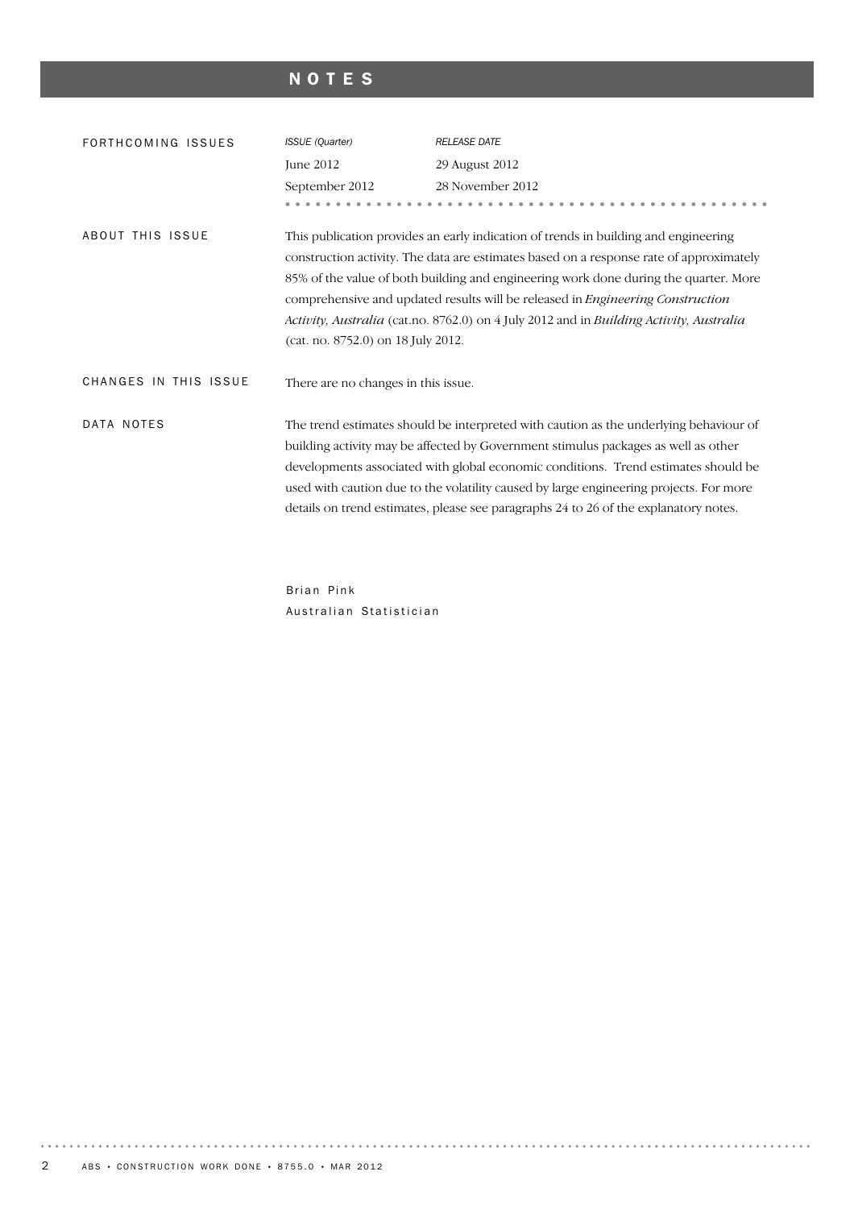# NOTES

## FORTHCOMING ISSUES

| *ISSUE (Quarter)* | *RELEASE DATE* |
| --- | --- |
| June 2012 | 29 August 2012 |
| September 2012 | 28 November 2012 |

## ABOUT THIS ISSUE

This publication provides an early indication of trends in building and engineering construction activity. The data are estimates based on a response rate of approximately 85% of the value of both building and engineering work done during the quarter. More comprehensive and updated results will be released in *Engineering Construction Activity, Australia* (cat.no. 8762.0) on 4 July 2012 and in *Building Activity, Australia* (cat. no. 8752.0) on 18 July 2012.

## CHANGES IN THIS ISSUE

There are no changes in this issue.

## DATA NOTES

The trend estimates should be interpreted with caution as the underlying behaviour of building activity may be affected by Government stimulus packages as well as other developments associated with global economic conditions. Trend estimates should be used with caution due to the volatility caused by large engineering projects. For more details on trend estimates, please see paragraphs 24 to 26 of the explanatory notes.

Brian Pink
Australian Statistician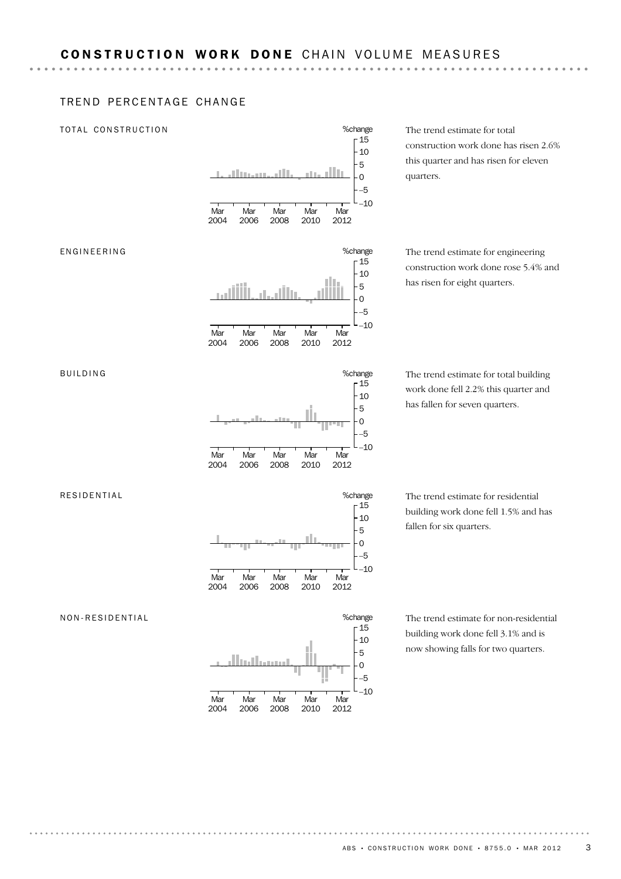## CONSTRUCTION WORK DONE CHAIN VOLUME MEASURES

### TREND PERCENTAGE CHANGE

#### TOTAL CONSTRUCTION

The trend estimate for total construction work done has risen 2.6% this quarter and has risen for eleven quarters.

#### ENGINEERING

The trend estimate for engineering construction work done rose 5.4% and has risen for eight quarters.

#### BUILDING

The trend estimate for total building work done fell 2.2% this quarter and has fallen for seven quarters.

#### RESIDENTIAL

The trend estimate for residential building work done fell 1.5% and has fallen for six quarters.

#### NON-RESIDENTIAL

The trend estimate for non-residential building work done fell 3.1% and is now showing falls for two quarters.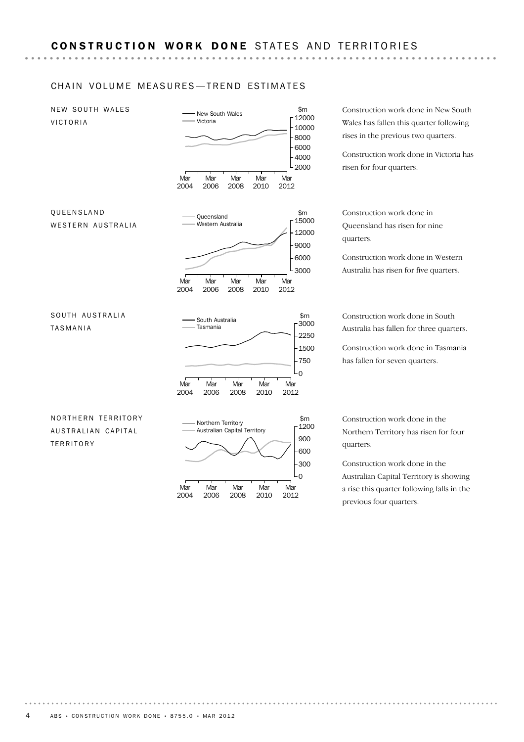# CONSTRUCTION WORK DONE STATES AND TERRITORIES

## CHAIN VOLUME MEASURES—TREND ESTIMATES

### NEW SOUTH WALES
### VICTORIA

Construction work done in New South Wales has fallen this quarter following rises in the previous two quarters.

Construction work done in Victoria has risen for four quarters.

### QUEENSLAND
### WESTERN AUSTRALIA

Construction work done in Queensland has risen for nine quarters.

Construction work done in Western Australia has risen for five quarters.

### SOUTH AUSTRALIA
### TASMANIA

Construction work done in South Australia has fallen for three quarters.

Construction work done in Tasmania has fallen for seven quarters.

### NORTHERN TERRITORY
### AUSTRALIAN CAPITAL TERRITORY

Construction work done in the Northern Territory has risen for four quarters.

Construction work done in the Australian Capital Territory is showing a rise this quarter following falls in the previous four quarters.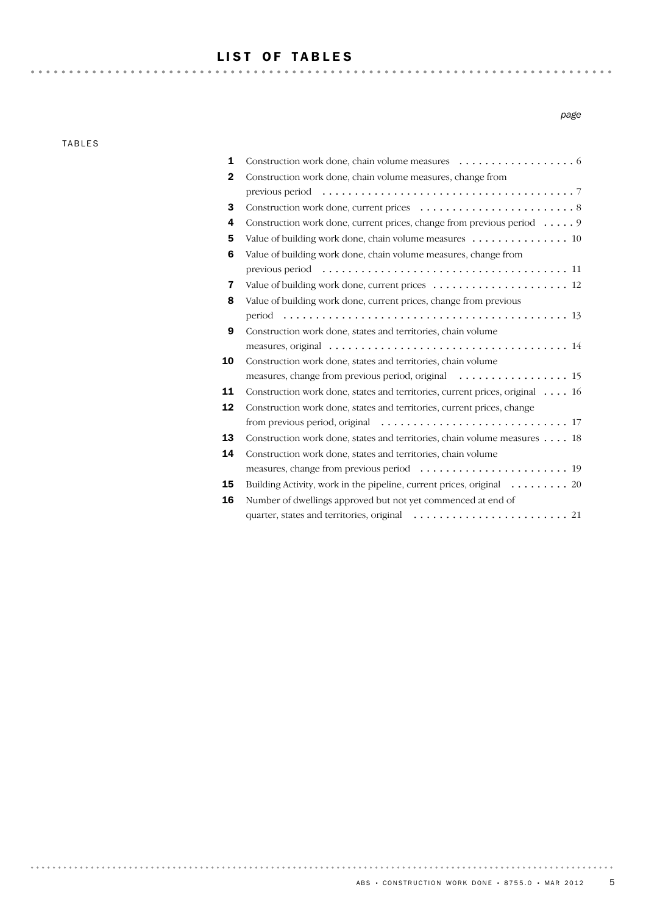# LIST OF TABLES

*page*

TABLES

| | | |
|---|---|---|
| **1** | Construction work done, chain volume measures | 6 |
| **2** | Construction work done, chain volume measures, change from previous period | 7 |
| **3** | Construction work done, current prices | 8 |
| **4** | Construction work done, current prices, change from previous period | 9 |
| **5** | Value of building work done, chain volume measures | 10 |
| **6** | Value of building work done, chain volume measures, change from previous period | 11 |
| **7** | Value of building work done, current prices | 12 |
| **8** | Value of building work done, current prices, change from previous period | 13 |
| **9** | Construction work done, states and territories, chain volume measures, original | 14 |
| **10** | Construction work done, states and territories, chain volume measures, change from previous period, original | 15 |
| **11** | Construction work done, states and territories, current prices, original | 16 |
| **12** | Construction work done, states and territories, current prices, change from previous period, original | 17 |
| **13** | Construction work done, states and territories, chain volume measures | 18 |
| **14** | Construction work done, states and territories, chain volume measures, change from previous period | 19 |
| **15** | Building Activity, work in the pipeline, current prices, original | 20 |
| **16** | Number of dwellings approved but not yet commenced at end of quarter, states and territories, original | 21 |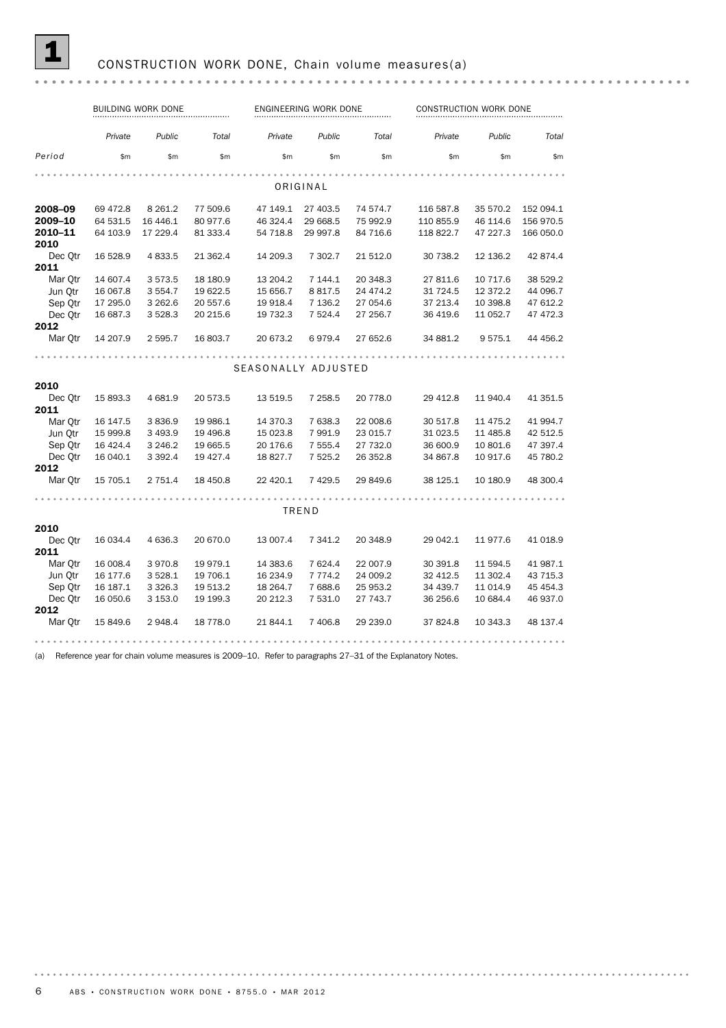# 1 CONSTRUCTION WORK DONE, Chain volume measures(a)

| | BUILDING WORK DONE | | | ENGINEERING WORK DONE | | | CONSTRUCTION WORK DONE | | |
|---|---|---|---|---|---|---|---|---|---|
| | *Private* | *Public* | *Total* | *Private* | *Public* | *Total* | *Private* | *Public* | *Total* |
| *Period* | $m | $m | $m | $m | $m | $m | $m | $m | $m |
| | | | | ORIGINAL | | | | | |
| **2008–09** | 69 472.8 | 8 261.2 | 77 509.6 | 47 149.1 | 27 403.5 | 74 574.7 | 116 587.8 | 35 570.2 | 152 094.1 |
| **2009–10** | 64 531.5 | 16 446.1 | 80 977.6 | 46 324.4 | 29 668.5 | 75 992.9 | 110 855.9 | 46 114.6 | 156 970.5 |
| **2010–11** | 64 103.9 | 17 229.4 | 81 333.4 | 54 718.8 | 29 997.8 | 84 716.6 | 118 822.7 | 47 227.3 | 166 050.0 |
| **2010** | | | | | | | | | |
| Dec Qtr | 16 528.9 | 4 833.5 | 21 362.4 | 14 209.3 | 7 302.7 | 21 512.0 | 30 738.2 | 12 136.2 | 42 874.4 |
| **2011** | | | | | | | | | |
| Mar Qtr | 14 607.4 | 3 573.5 | 18 180.9 | 13 204.2 | 7 144.1 | 20 348.3 | 27 811.6 | 10 717.6 | 38 529.2 |
| Jun Qtr | 16 067.8 | 3 554.7 | 19 622.5 | 15 656.7 | 8 817.5 | 24 474.2 | 31 724.5 | 12 372.2 | 44 096.7 |
| Sep Qtr | 17 295.0 | 3 262.6 | 20 557.6 | 19 918.4 | 7 136.2 | 27 054.6 | 37 213.4 | 10 398.8 | 47 612.2 |
| Dec Qtr | 16 687.3 | 3 528.3 | 20 215.6 | 19 732.3 | 7 524.4 | 27 256.7 | 36 419.6 | 11 052.7 | 47 472.3 |
| **2012** | | | | | | | | | |
| Mar Qtr | 14 207.9 | 2 595.7 | 16 803.7 | 20 673.2 | 6 979.4 | 27 652.6 | 34 881.2 | 9 575.1 | 44 456.2 |
| | | | | SEASONALLY ADJUSTED | | | | | |
| **2010** | | | | | | | | | |
| Dec Qtr | 15 893.3 | 4 681.9 | 20 573.5 | 13 519.5 | 7 258.5 | 20 778.0 | 29 412.8 | 11 940.4 | 41 351.5 |
| **2011** | | | | | | | | | |
| Mar Qtr | 16 147.5 | 3 836.9 | 19 986.1 | 14 370.3 | 7 638.3 | 22 008.6 | 30 517.8 | 11 475.2 | 41 994.7 |
| Jun Qtr | 15 999.8 | 3 493.9 | 19 496.8 | 15 023.8 | 7 991.9 | 23 015.7 | 31 023.5 | 11 485.8 | 42 512.5 |
| Sep Qtr | 16 424.4 | 3 246.2 | 19 665.5 | 20 176.6 | 7 555.4 | 27 732.0 | 36 600.9 | 10 801.6 | 47 397.4 |
| Dec Qtr | 16 040.1 | 3 392.4 | 19 427.4 | 18 827.7 | 7 525.2 | 26 352.8 | 34 867.8 | 10 917.6 | 45 780.2 |
| **2012** | | | | | | | | | |
| Mar Qtr | 15 705.1 | 2 751.4 | 18 450.8 | 22 420.1 | 7 429.5 | 29 849.6 | 38 125.1 | 10 180.9 | 48 300.4 |
| | | | | TREND | | | | | |
| **2010** | | | | | | | | | |
| Dec Qtr | 16 034.4 | 4 636.3 | 20 670.0 | 13 007.4 | 7 341.2 | 20 348.9 | 29 042.1 | 11 977.6 | 41 018.9 |
| **2011** | | | | | | | | | |
| Mar Qtr | 16 008.4 | 3 970.8 | 19 979.1 | 14 383.6 | 7 624.4 | 22 007.9 | 30 391.8 | 11 594.5 | 41 987.1 |
| Jun Qtr | 16 177.6 | 3 528.1 | 19 706.1 | 16 234.9 | 7 774.2 | 24 009.2 | 32 412.5 | 11 302.4 | 43 715.3 |
| Sep Qtr | 16 187.1 | 3 326.3 | 19 513.2 | 18 264.7 | 7 688.6 | 25 953.2 | 34 439.7 | 11 014.9 | 45 454.3 |
| Dec Qtr | 16 050.6 | 3 153.0 | 19 199.3 | 20 212.3 | 7 531.0 | 27 743.7 | 36 256.6 | 10 684.4 | 46 937.0 |
| **2012** | | | | | | | | | |
| Mar Qtr | 15 849.6 | 2 948.4 | 18 778.0 | 21 844.1 | 7 406.8 | 29 239.0 | 37 824.8 | 10 343.3 | 48 137.4 |

(a) Reference year for chain volume measures is 2009–10. Refer to paragraphs 27–31 of the Explanatory Notes.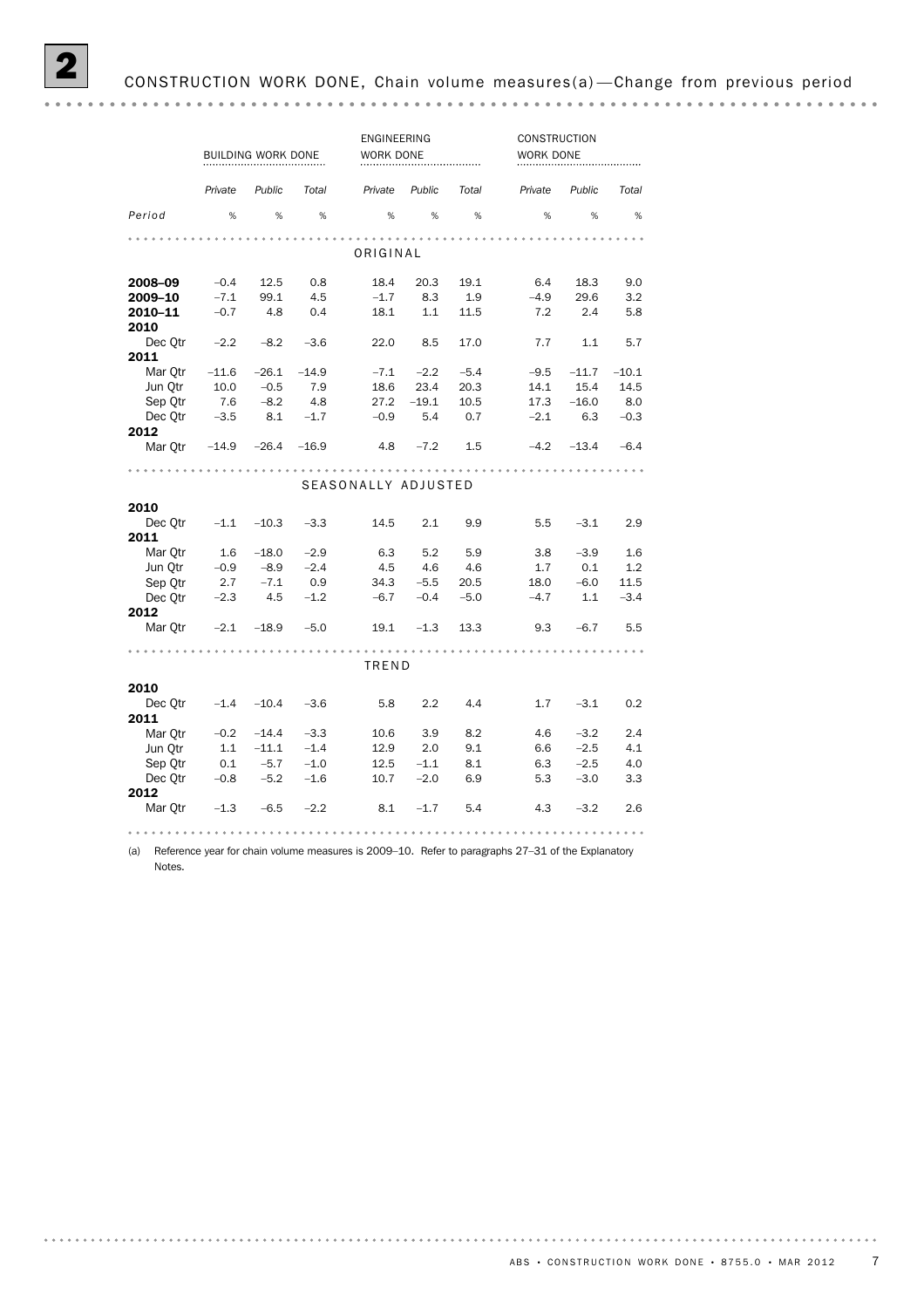# 2 CONSTRUCTION WORK DONE, Chain volume measures(a)—Change from previous period

| Period | BUILDING WORK DONE | | | ENGINEERING WORK DONE | | | CONSTRUCTION WORK DONE | | |
|---|---|---|---|---|---|---|---|---|---|
| | *Private* | *Public* | *Total* | *Private* | *Public* | *Total* | *Private* | *Public* | *Total* |
| | % | % | % | % | % | % | % | % | % |
| **ORIGINAL** | | | | | | | | | |
| **2008–09** | –0.4 | 12.5 | 0.8 | 18.4 | 20.3 | 19.1 | 6.4 | 18.3 | 9.0 |
| **2009–10** | –7.1 | 99.1 | 4.5 | –1.7 | 8.3 | 1.9 | –4.9 | 29.6 | 3.2 |
| **2010–11** | –0.7 | 4.8 | 0.4 | 18.1 | 1.1 | 11.5 | 7.2 | 2.4 | 5.8 |
| **2010** | | | | | | | | | |
| Dec Qtr | –2.2 | –8.2 | –3.6 | 22.0 | 8.5 | 17.0 | 7.7 | 1.1 | 5.7 |
| **2011** | | | | | | | | | |
| Mar Qtr | –11.6 | –26.1 | –14.9 | –7.1 | –2.2 | –5.4 | –9.5 | –11.7 | –10.1 |
| Jun Qtr | 10.0 | –0.5 | 7.9 | 18.6 | 23.4 | 20.3 | 14.1 | 15.4 | 14.5 |
| Sep Qtr | 7.6 | –8.2 | 4.8 | 27.2 | –19.1 | 10.5 | 17.3 | –16.0 | 8.0 |
| Dec Qtr | –3.5 | 8.1 | –1.7 | –0.9 | 5.4 | 0.7 | –2.1 | 6.3 | –0.3 |
| **2012** | | | | | | | | | |
| Mar Qtr | –14.9 | –26.4 | –16.9 | 4.8 | –7.2 | 1.5 | –4.2 | –13.4 | –6.4 |
| **SEASONALLY ADJUSTED** | | | | | | | | | |
| **2010** | | | | | | | | | |
| Dec Qtr | –1.1 | –10.3 | –3.3 | 14.5 | 2.1 | 9.9 | 5.5 | –3.1 | 2.9 |
| **2011** | | | | | | | | | |
| Mar Qtr | 1.6 | –18.0 | –2.9 | 6.3 | 5.2 | 5.9 | 3.8 | –3.9 | 1.6 |
| Jun Qtr | –0.9 | –8.9 | –2.4 | 4.5 | 4.6 | 4.6 | 1.7 | 0.1 | 1.2 |
| Sep Qtr | 2.7 | –7.1 | 0.9 | 34.3 | –5.5 | 20.5 | 18.0 | –6.0 | 11.5 |
| Dec Qtr | –2.3 | 4.5 | –1.2 | –6.7 | –0.4 | –5.0 | –4.7 | 1.1 | –3.4 |
| **2012** | | | | | | | | | |
| Mar Qtr | –2.1 | –18.9 | –5.0 | 19.1 | –1.3 | 13.3 | 9.3 | –6.7 | 5.5 |
| **TREND** | | | | | | | | | |
| **2010** | | | | | | | | | |
| Dec Qtr | –1.4 | –10.4 | –3.6 | 5.8 | 2.2 | 4.4 | 1.7 | –3.1 | 0.2 |
| **2011** | | | | | | | | | |
| Mar Qtr | –0.2 | –14.4 | –3.3 | 10.6 | 3.9 | 8.2 | 4.6 | –3.2 | 2.4 |
| Jun Qtr | 1.1 | –11.1 | –1.4 | 12.9 | 2.0 | 9.1 | 6.6 | –2.5 | 4.1 |
| Sep Qtr | 0.1 | –5.7 | –1.0 | 12.5 | –1.1 | 8.1 | 6.3 | –2.5 | 4.0 |
| Dec Qtr | –0.8 | –5.2 | –1.6 | 10.7 | –2.0 | 6.9 | 5.3 | –3.0 | 3.3 |
| **2012** | | | | | | | | | |
| Mar Qtr | –1.3 | –6.5 | –2.2 | 8.1 | –1.7 | 5.4 | 4.3 | –3.2 | 2.6 |

(a) Reference year for chain volume measures is 2009–10. Refer to paragraphs 27–31 of the Explanatory Notes.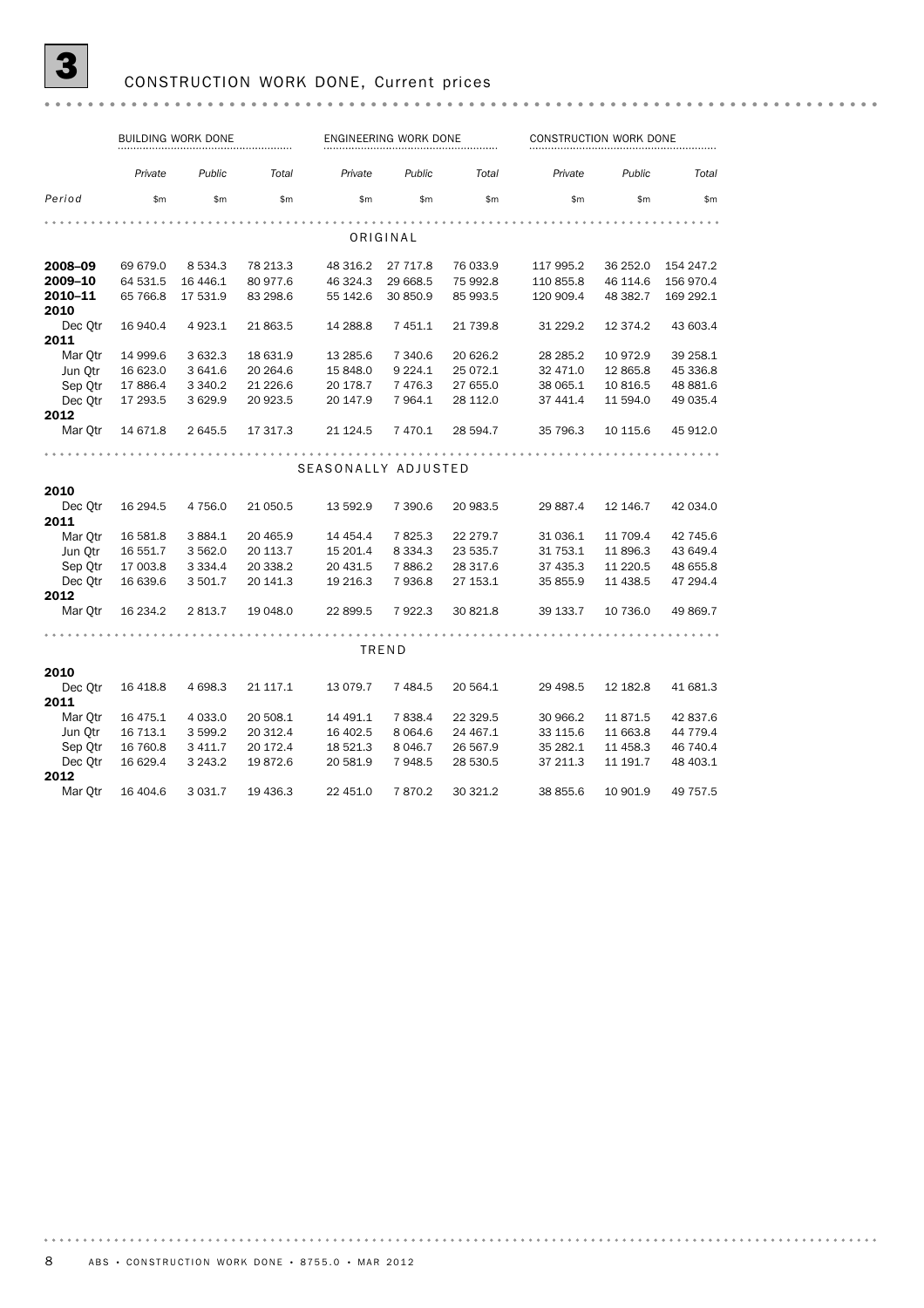# 3 CONSTRUCTION WORK DONE, Current prices

| | BUILDING WORK DONE | | | ENGINEERING WORK DONE | | | CONSTRUCTION WORK DONE | | |
|---|---|---|---|---|---|---|---|---|---|
| | *Private* | *Public* | *Total* | *Private* | *Public* | *Total* | *Private* | *Public* | *Total* |
| *Period* | $m | $m | $m | $m | $m | $m | $m | $m | $m |
| **ORIGINAL** | | | | | | | | | |
| **2008–09** | 69 679.0 | 8 534.3 | 78 213.3 | 48 316.2 | 27 717.8 | 76 033.9 | 117 995.2 | 36 252.0 | 154 247.2 |
| **2009–10** | 64 531.5 | 16 446.1 | 80 977.6 | 46 324.3 | 29 668.5 | 75 992.8 | 110 855.8 | 46 114.6 | 156 970.4 |
| **2010–11** | 65 766.8 | 17 531.9 | 83 298.6 | 55 142.6 | 30 850.9 | 85 993.5 | 120 909.4 | 48 382.7 | 169 292.1 |
| **2010** | | | | | | | | | |
| Dec Qtr | 16 940.4 | 4 923.1 | 21 863.5 | 14 288.8 | 7 451.1 | 21 739.8 | 31 229.2 | 12 374.2 | 43 603.4 |
| **2011** | | | | | | | | | |
| Mar Qtr | 14 999.6 | 3 632.3 | 18 631.9 | 13 285.6 | 7 340.6 | 20 626.2 | 28 285.2 | 10 972.9 | 39 258.1 |
| Jun Qtr | 16 623.0 | 3 641.6 | 20 264.6 | 15 848.0 | 9 224.1 | 25 072.1 | 32 471.0 | 12 865.8 | 45 336.8 |
| Sep Qtr | 17 886.4 | 3 340.2 | 21 226.6 | 20 178.7 | 7 476.3 | 27 655.0 | 38 065.1 | 10 816.5 | 48 881.6 |
| Dec Qtr | 17 293.5 | 3 629.9 | 20 923.5 | 20 147.9 | 7 964.1 | 28 112.0 | 37 441.4 | 11 594.0 | 49 035.4 |
| **2012** | | | | | | | | | |
| Mar Qtr | 14 671.8 | 2 645.5 | 17 317.3 | 21 124.5 | 7 470.1 | 28 594.7 | 35 796.3 | 10 115.6 | 45 912.0 |
| **SEASONALLY ADJUSTED** | | | | | | | | | |
| **2010** | | | | | | | | | |
| Dec Qtr | 16 294.5 | 4 756.0 | 21 050.5 | 13 592.9 | 7 390.6 | 20 983.5 | 29 887.4 | 12 146.7 | 42 034.0 |
| **2011** | | | | | | | | | |
| Mar Qtr | 16 581.8 | 3 884.1 | 20 465.9 | 14 454.4 | 7 825.3 | 22 279.7 | 31 036.1 | 11 709.4 | 42 745.6 |
| Jun Qtr | 16 551.7 | 3 562.0 | 20 113.7 | 15 201.4 | 8 334.3 | 23 535.7 | 31 753.1 | 11 896.3 | 43 649.4 |
| Sep Qtr | 17 003.8 | 3 334.4 | 20 338.2 | 20 431.5 | 7 886.2 | 28 317.6 | 37 435.3 | 11 220.5 | 48 655.8 |
| Dec Qtr | 16 639.6 | 3 501.7 | 20 141.3 | 19 216.3 | 7 936.8 | 27 153.1 | 35 855.9 | 11 438.5 | 47 294.4 |
| **2012** | | | | | | | | | |
| Mar Qtr | 16 234.2 | 2 813.7 | 19 048.0 | 22 899.5 | 7 922.3 | 30 821.8 | 39 133.7 | 10 736.0 | 49 869.7 |
| **TREND** | | | | | | | | | |
| **2010** | | | | | | | | | |
| Dec Qtr | 16 418.8 | 4 698.3 | 21 117.1 | 13 079.7 | 7 484.5 | 20 564.1 | 29 498.5 | 12 182.8 | 41 681.3 |
| **2011** | | | | | | | | | |
| Mar Qtr | 16 475.1 | 4 033.0 | 20 508.1 | 14 491.1 | 7 838.4 | 22 329.5 | 30 966.2 | 11 871.5 | 42 837.6 |
| Jun Qtr | 16 713.1 | 3 599.2 | 20 312.4 | 16 402.5 | 8 064.6 | 24 467.1 | 33 115.6 | 11 663.8 | 44 779.4 |
| Sep Qtr | 16 760.8 | 3 411.7 | 20 172.4 | 18 521.3 | 8 046.7 | 26 567.9 | 35 282.1 | 11 458.3 | 46 740.4 |
| Dec Qtr | 16 629.4 | 3 243.2 | 19 872.6 | 20 581.9 | 7 948.5 | 28 530.5 | 37 211.3 | 11 191.7 | 48 403.1 |
| **2012** | | | | | | | | | |
| Mar Qtr | 16 404.6 | 3 031.7 | 19 436.3 | 22 451.0 | 7 870.2 | 30 321.2 | 38 855.6 | 10 901.9 | 49 757.5 |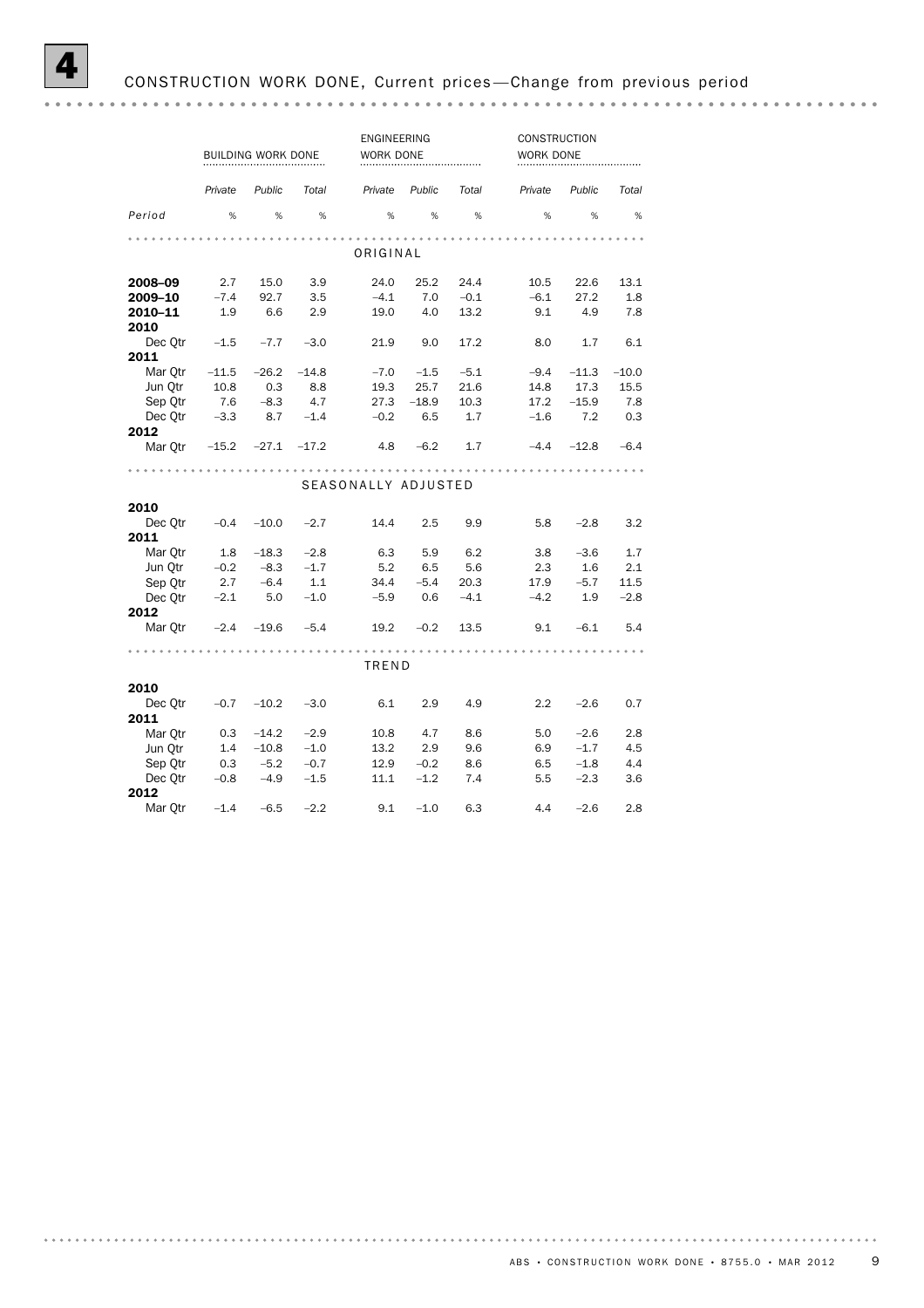# 4 CONSTRUCTION WORK DONE, Current prices—Change from previous period

| | BUILDING WORK DONE | | | ENGINEERING WORK DONE | | | CONSTRUCTION WORK DONE | | |
|---|---|---|---|---|---|---|---|---|---|
| | *Private* | *Public* | *Total* | *Private* | *Public* | *Total* | *Private* | *Public* | *Total* |
| *Period* | % | % | % | % | % | % | % | % | % |
| **ORIGINAL** | | | | | | | | | |
| **2008–09** | 2.7 | 15.0 | 3.9 | 24.0 | 25.2 | 24.4 | 10.5 | 22.6 | 13.1 |
| **2009–10** | –7.4 | 92.7 | 3.5 | –4.1 | 7.0 | –0.1 | –6.1 | 27.2 | 1.8 |
| **2010–11** | 1.9 | 6.6 | 2.9 | 19.0 | 4.0 | 13.2 | 9.1 | 4.9 | 7.8 |
| **2010** | | | | | | | | | |
| Dec Qtr | –1.5 | –7.7 | –3.0 | 21.9 | 9.0 | 17.2 | 8.0 | 1.7 | 6.1 |
| **2011** | | | | | | | | | |
| Mar Qtr | –11.5 | –26.2 | –14.8 | –7.0 | –1.5 | –5.1 | –9.4 | –11.3 | –10.0 |
| Jun Qtr | 10.8 | 0.3 | 8.8 | 19.3 | 25.7 | 21.6 | 14.8 | 17.3 | 15.5 |
| Sep Qtr | 7.6 | –8.3 | 4.7 | 27.3 | –18.9 | 10.3 | 17.2 | –15.9 | 7.8 |
| Dec Qtr | –3.3 | 8.7 | –1.4 | –0.2 | 6.5 | 1.7 | –1.6 | 7.2 | 0.3 |
| **2012** | | | | | | | | | |
| Mar Qtr | –15.2 | –27.1 | –17.2 | 4.8 | –6.2 | 1.7 | –4.4 | –12.8 | –6.4 |
| **SEASONALLY ADJUSTED** | | | | | | | | | |
| **2010** | | | | | | | | | |
| Dec Qtr | –0.4 | –10.0 | –2.7 | 14.4 | 2.5 | 9.9 | 5.8 | –2.8 | 3.2 |
| **2011** | | | | | | | | | |
| Mar Qtr | 1.8 | –18.3 | –2.8 | 6.3 | 5.9 | 6.2 | 3.8 | –3.6 | 1.7 |
| Jun Qtr | –0.2 | –8.3 | –1.7 | 5.2 | 6.5 | 5.6 | 2.3 | 1.6 | 2.1 |
| Sep Qtr | 2.7 | –6.4 | 1.1 | 34.4 | –5.4 | 20.3 | 17.9 | –5.7 | 11.5 |
| Dec Qtr | –2.1 | 5.0 | –1.0 | –5.9 | 0.6 | –4.1 | –4.2 | 1.9 | –2.8 |
| **2012** | | | | | | | | | |
| Mar Qtr | –2.4 | –19.6 | –5.4 | 19.2 | –0.2 | 13.5 | 9.1 | –6.1 | 5.4 |
| **TREND** | | | | | | | | | |
| **2010** | | | | | | | | | |
| Dec Qtr | –0.7 | –10.2 | –3.0 | 6.1 | 2.9 | 4.9 | 2.2 | –2.6 | 0.7 |
| **2011** | | | | | | | | | |
| Mar Qtr | 0.3 | –14.2 | –2.9 | 10.8 | 4.7 | 8.6 | 5.0 | –2.6 | 2.8 |
| Jun Qtr | 1.4 | –10.8 | –1.0 | 13.2 | 2.9 | 9.6 | 6.9 | –1.7 | 4.5 |
| Sep Qtr | 0.3 | –5.2 | –0.7 | 12.9 | –0.2 | 8.6 | 6.5 | –1.8 | 4.4 |
| Dec Qtr | –0.8 | –4.9 | –1.5 | 11.1 | –1.2 | 7.4 | 5.5 | –2.3 | 3.6 |
| **2012** | | | | | | | | | |
| Mar Qtr | –1.4 | –6.5 | –2.2 | 9.1 | –1.0 | 6.3 | 4.4 | –2.6 | 2.8 |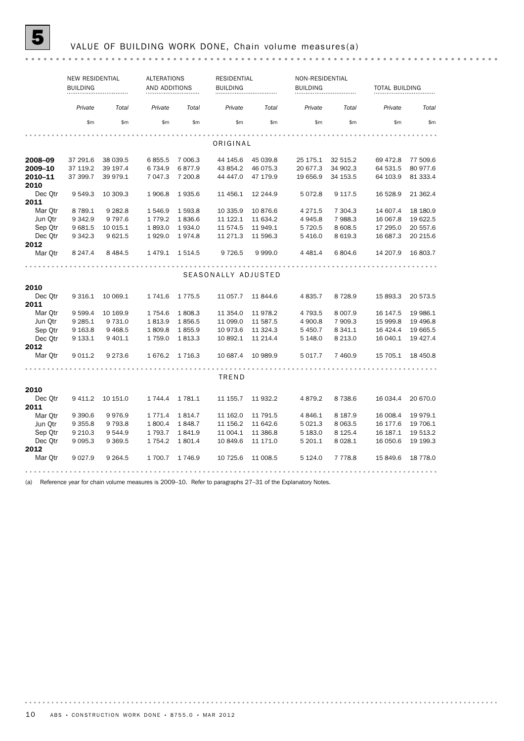## 5 VALUE OF BUILDING WORK DONE, Chain volume measures(a)

| | NEW RESIDENTIAL BUILDING | | ALTERATIONS AND ADDITIONS | | RESIDENTIAL BUILDING | | NON-RESIDENTIAL BUILDING | | TOTAL BUILDING | |
|---|---|---|---|---|---|---|---|---|---|---|
| | *Private* | *Total* | *Private* | *Total* | *Private* | *Total* | *Private* | *Total* | *Private* | *Total* |
| | $m | $m | $m | $m | $m | $m | $m | $m | $m | $m |
| **ORIGINAL** | | | | | | | | | | |
| **2008–09** | 37 291.6 | 38 039.5 | 6 855.5 | 7 006.3 | 44 145.6 | 45 039.8 | 25 175.1 | 32 515.2 | 69 472.8 | 77 509.6 |
| **2009–10** | 37 119.2 | 39 197.4 | 6 734.9 | 6 877.9 | 43 854.2 | 46 075.3 | 20 677.3 | 34 902.3 | 64 531.5 | 80 977.6 |
| **2010–11** | 37 399.7 | 39 979.1 | 7 047.3 | 7 200.8 | 44 447.0 | 47 179.9 | 19 656.9 | 34 153.5 | 64 103.9 | 81 333.4 |
| **2010** | | | | | | | | | | |
| Dec Qtr | 9 549.3 | 10 309.3 | 1 906.8 | 1 935.6 | 11 456.1 | 12 244.9 | 5 072.8 | 9 117.5 | 16 528.9 | 21 362.4 |
| **2011** | | | | | | | | | | |
| Mar Qtr | 8 789.1 | 9 282.8 | 1 546.9 | 1 593.8 | 10 335.9 | 10 876.6 | 4 271.5 | 7 304.3 | 14 607.4 | 18 180.9 |
| Jun Qtr | 9 342.9 | 9 797.6 | 1 779.2 | 1 836.6 | 11 122.1 | 11 634.2 | 4 945.8 | 7 988.3 | 16 067.8 | 19 622.5 |
| Sep Qtr | 9 681.5 | 10 015.1 | 1 893.0 | 1 934.0 | 11 574.5 | 11 949.1 | 5 720.5 | 8 608.5 | 17 295.0 | 20 557.6 |
| Dec Qtr | 9 342.3 | 9 621.5 | 1 929.0 | 1 974.8 | 11 271.3 | 11 596.3 | 5 416.0 | 8 619.3 | 16 687.3 | 20 215.6 |
| **2012** | | | | | | | | | | |
| Mar Qtr | 8 247.4 | 8 484.5 | 1 479.1 | 1 514.5 | 9 726.5 | 9 999.0 | 4 481.4 | 6 804.6 | 14 207.9 | 16 803.7 |
| **SEASONALLY ADJUSTED** | | | | | | | | | | |
| **2010** | | | | | | | | | | |
| Dec Qtr | 9 316.1 | 10 069.1 | 1 741.6 | 1 775.5 | 11 057.7 | 11 844.6 | 4 835.7 | 8 728.9 | 15 893.3 | 20 573.5 |
| **2011** | | | | | | | | | | |
| Mar Qtr | 9 599.4 | 10 169.9 | 1 754.6 | 1 808.3 | 11 354.0 | 11 978.2 | 4 793.5 | 8 007.9 | 16 147.5 | 19 986.1 |
| Jun Qtr | 9 285.1 | 9 731.0 | 1 813.9 | 1 856.5 | 11 099.0 | 11 587.5 | 4 900.8 | 7 909.3 | 15 999.8 | 19 496.8 |
| Sep Qtr | 9 163.8 | 9 468.5 | 1 809.8 | 1 855.9 | 10 973.6 | 11 324.3 | 5 450.7 | 8 341.1 | 16 424.4 | 19 665.5 |
| Dec Qtr | 9 133.1 | 9 401.1 | 1 759.0 | 1 813.3 | 10 892.1 | 11 214.4 | 5 148.0 | 8 213.0 | 16 040.1 | 19 427.4 |
| **2012** | | | | | | | | | | |
| Mar Qtr | 9 011.2 | 9 273.6 | 1 676.2 | 1 716.3 | 10 687.4 | 10 989.9 | 5 017.7 | 7 460.9 | 15 705.1 | 18 450.8 |
| **TREND** | | | | | | | | | | |
| **2010** | | | | | | | | | | |
| Dec Qtr | 9 411.2 | 10 151.0 | 1 744.4 | 1 781.1 | 11 155.7 | 11 932.2 | 4 879.2 | 8 738.6 | 16 034.4 | 20 670.0 |
| **2011** | | | | | | | | | | |
| Mar Qtr | 9 390.6 | 9 976.9 | 1 771.4 | 1 814.7 | 11 162.0 | 11 791.5 | 4 846.1 | 8 187.9 | 16 008.4 | 19 979.1 |
| Jun Qtr | 9 355.8 | 9 793.8 | 1 800.4 | 1 848.7 | 11 156.2 | 11 642.6 | 5 021.3 | 8 063.5 | 16 177.6 | 19 706.1 |
| Sep Qtr | 9 210.3 | 9 544.9 | 1 793.7 | 1 841.9 | 11 004.1 | 11 386.8 | 5 183.0 | 8 125.4 | 16 187.1 | 19 513.2 |
| Dec Qtr | 9 095.3 | 9 369.5 | 1 754.2 | 1 801.4 | 10 849.6 | 11 171.0 | 5 201.1 | 8 028.1 | 16 050.6 | 19 199.3 |
| **2012** | | | | | | | | | | |
| Mar Qtr | 9 027.9 | 9 264.5 | 1 700.7 | 1 746.9 | 10 725.6 | 11 008.5 | 5 124.0 | 7 778.8 | 15 849.6 | 18 778.0 |

(a) Reference year for chain volume measures is 2009–10. Refer to paragraphs 27–31 of the Explanatory Notes.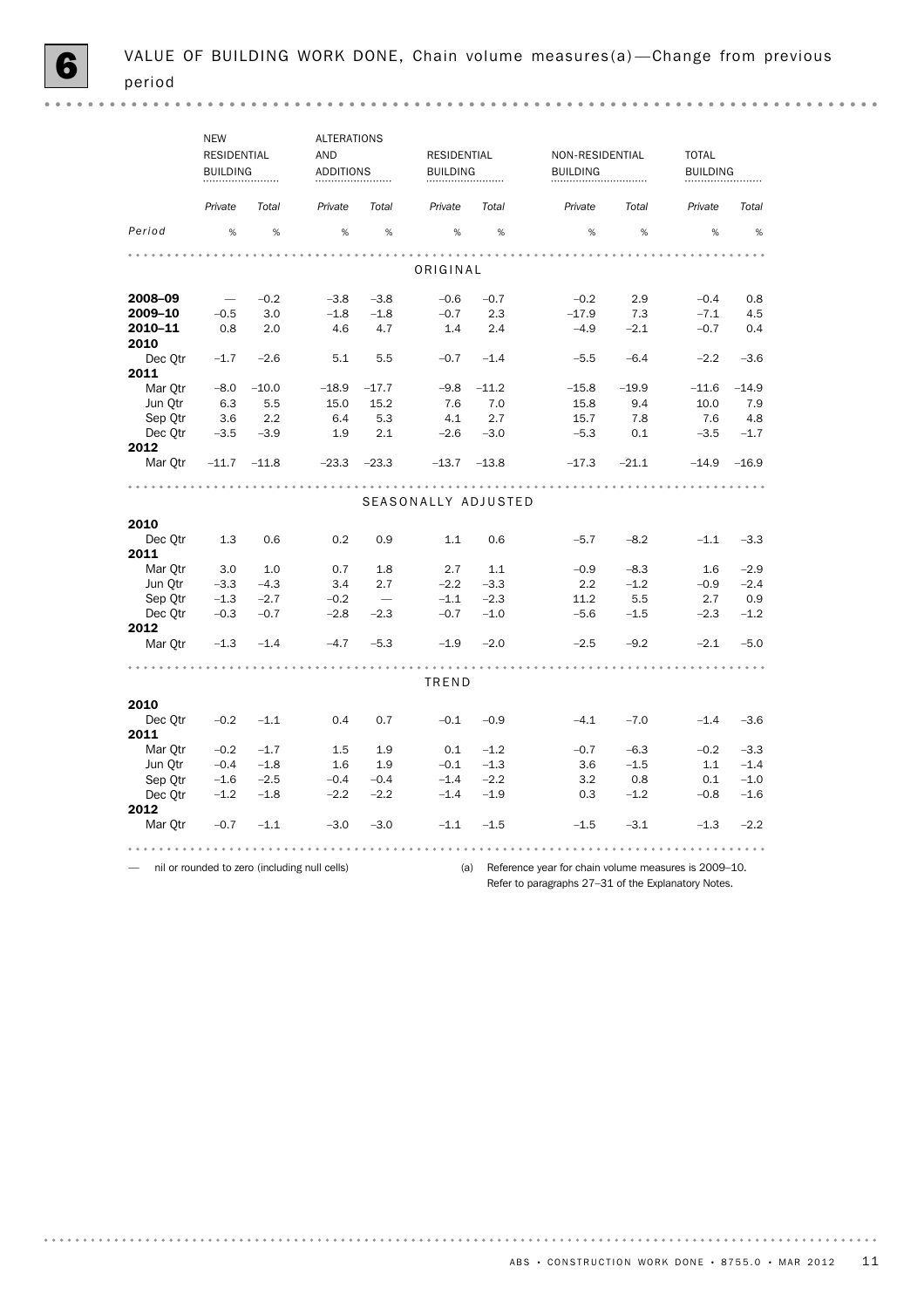# 6 VALUE OF BUILDING WORK DONE, Chain volume measures(a)—Change from previous period

| | NEW RESIDENTIAL BUILDING | | ALTERATIONS AND ADDITIONS | | RESIDENTIAL BUILDING | | NON-RESIDENTIAL BUILDING | | TOTAL BUILDING | |
|---|---|---|---|---|---|---|---|---|---|---|
| | *Private* | *Total* | *Private* | *Total* | *Private* | *Total* | *Private* | *Total* | *Private* | *Total* |
| *Period* | % | % | % | % | % | % | % | % | % | % |
| **ORIGINAL** | | | | | | | | | | |
| **2008–09** | — | –0.2 | –3.8 | –3.8 | –0.6 | –0.7 | –0.2 | 2.9 | –0.4 | 0.8 |
| **2009–10** | –0.5 | 3.0 | –1.8 | –1.8 | –0.7 | 2.3 | –17.9 | 7.3 | –7.1 | 4.5 |
| **2010–11** | 0.8 | 2.0 | 4.6 | 4.7 | 1.4 | 2.4 | –4.9 | –2.1 | –0.7 | 0.4 |
| **2010** | | | | | | | | | | |
| Dec Qtr | –1.7 | –2.6 | 5.1 | 5.5 | –0.7 | –1.4 | –5.5 | –6.4 | –2.2 | –3.6 |
| **2011** | | | | | | | | | | |
| Mar Qtr | –8.0 | –10.0 | –18.9 | –17.7 | –9.8 | –11.2 | –15.8 | –19.9 | –11.6 | –14.9 |
| Jun Qtr | 6.3 | 5.5 | 15.0 | 15.2 | 7.6 | 7.0 | 15.8 | 9.4 | 10.0 | 7.9 |
| Sep Qtr | 3.6 | 2.2 | 6.4 | 5.3 | 4.1 | 2.7 | 15.7 | 7.8 | 7.6 | 4.8 |
| Dec Qtr | –3.5 | –3.9 | 1.9 | 2.1 | –2.6 | –3.0 | –5.3 | 0.1 | –3.5 | –1.7 |
| **2012** | | | | | | | | | | |
| Mar Qtr | –11.7 | –11.8 | –23.3 | –23.3 | –13.7 | –13.8 | –17.3 | –21.1 | –14.9 | –16.9 |
| **SEASONALLY ADJUSTED** | | | | | | | | | | |
| **2010** | | | | | | | | | | |
| Dec Qtr | 1.3 | 0.6 | 0.2 | 0.9 | 1.1 | 0.6 | –5.7 | –8.2 | –1.1 | –3.3 |
| **2011** | | | | | | | | | | |
| Mar Qtr | 3.0 | 1.0 | 0.7 | 1.8 | 2.7 | 1.1 | –0.9 | –8.3 | 1.6 | –2.9 |
| Jun Qtr | –3.3 | –4.3 | 3.4 | 2.7 | –2.2 | –3.3 | 2.2 | –1.2 | –0.9 | –2.4 |
| Sep Qtr | –1.3 | –2.7 | –0.2 | — | –1.1 | –2.3 | 11.2 | 5.5 | 2.7 | 0.9 |
| Dec Qtr | –0.3 | –0.7 | –2.8 | –2.3 | –0.7 | –1.0 | –5.6 | –1.5 | –2.3 | –1.2 |
| **2012** | | | | | | | | | | |
| Mar Qtr | –1.3 | –1.4 | –4.7 | –5.3 | –1.9 | –2.0 | –2.5 | –9.2 | –2.1 | –5.0 |
| **TREND** | | | | | | | | | | |
| **2010** | | | | | | | | | | |
| Dec Qtr | –0.2 | –1.1 | 0.4 | 0.7 | –0.1 | –0.9 | –4.1 | –7.0 | –1.4 | –3.6 |
| **2011** | | | | | | | | | | |
| Mar Qtr | –0.2 | –1.7 | 1.5 | 1.9 | 0.1 | –1.2 | –0.7 | –6.3 | –0.2 | –3.3 |
| Jun Qtr | –0.4 | –1.8 | 1.6 | 1.9 | –0.1 | –1.3 | 3.6 | –1.5 | 1.1 | –1.4 |
| Sep Qtr | –1.6 | –2.5 | –0.4 | –0.4 | –1.4 | –2.2 | 3.2 | 0.8 | 0.1 | –1.0 |
| Dec Qtr | –1.2 | –1.8 | –2.2 | –2.2 | –1.4 | –1.9 | 0.3 | –1.2 | –0.8 | –1.6 |
| **2012** | | | | | | | | | | |
| Mar Qtr | –0.7 | –1.1 | –3.0 | –3.0 | –1.1 | –1.5 | –1.5 | –3.1 | –1.3 | –2.2 |

— nil or rounded to zero (including null cells)

(a) Reference year for chain volume measures is 2009–10. Refer to paragraphs 27–31 of the Explanatory Notes.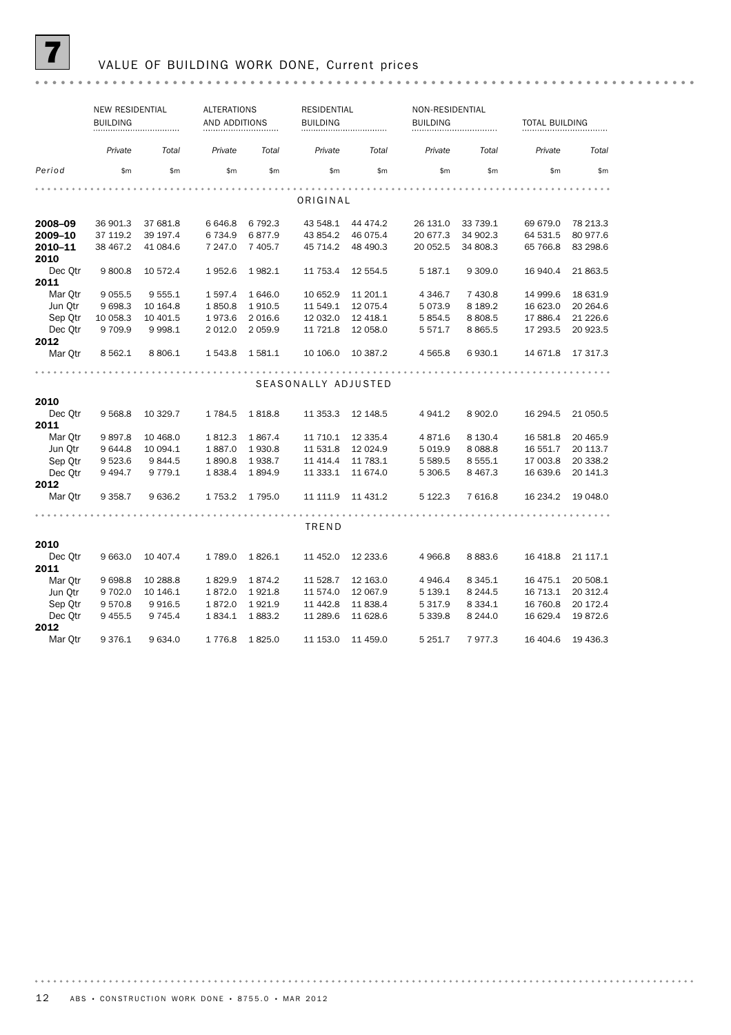# 7 VALUE OF BUILDING WORK DONE, Current prices

| | NEW RESIDENTIAL BUILDING | | ALTERATIONS AND ADDITIONS | | RESIDENTIAL BUILDING | | NON-RESIDENTIAL BUILDING | | TOTAL BUILDING | |
|---|---|---|---|---|---|---|---|---|---|---|
| | *Private* | *Total* | *Private* | *Total* | *Private* | *Total* | *Private* | *Total* | *Private* | *Total* |
| *Period* | $m | $m | $m | $m | $m | $m | $m | $m | $m | $m |
| | | | | | ORIGINAL | | | | | |
| **2008–09** | 36 901.3 | 37 681.8 | 6 646.8 | 6 792.3 | 43 548.1 | 44 474.2 | 26 131.0 | 33 739.1 | 69 679.0 | 78 213.3 |
| **2009–10** | 37 119.2 | 39 197.4 | 6 734.9 | 6 877.9 | 43 854.2 | 46 075.4 | 20 677.3 | 34 902.3 | 64 531.5 | 80 977.6 |
| **2010–11** | 38 467.2 | 41 084.6 | 7 247.0 | 7 405.7 | 45 714.2 | 48 490.3 | 20 052.5 | 34 808.3 | 65 766.8 | 83 298.6 |
| **2010** | | | | | | | | | | |
| Dec Qtr | 9 800.8 | 10 572.4 | 1 952.6 | 1 982.1 | 11 753.4 | 12 554.5 | 5 187.1 | 9 309.0 | 16 940.4 | 21 863.5 |
| **2011** | | | | | | | | | | |
| Mar Qtr | 9 055.5 | 9 555.1 | 1 597.4 | 1 646.0 | 10 652.9 | 11 201.1 | 4 346.7 | 7 430.8 | 14 999.6 | 18 631.9 |
| Jun Qtr | 9 698.3 | 10 164.8 | 1 850.8 | 1 910.5 | 11 549.1 | 12 075.4 | 5 073.9 | 8 189.2 | 16 623.0 | 20 264.6 |
| Sep Qtr | 10 058.3 | 10 401.5 | 1 973.6 | 2 016.6 | 12 032.0 | 12 418.1 | 5 854.5 | 8 808.5 | 17 886.4 | 21 226.6 |
| Dec Qtr | 9 709.9 | 9 998.1 | 2 012.0 | 2 059.9 | 11 721.8 | 12 058.0 | 5 571.7 | 8 865.5 | 17 293.5 | 20 923.5 |
| **2012** | | | | | | | | | | |
| Mar Qtr | 8 562.1 | 8 806.1 | 1 543.8 | 1 581.1 | 10 106.0 | 10 387.2 | 4 565.8 | 6 930.1 | 14 671.8 | 17 317.3 |
| | | | | | SEASONALLY ADJUSTED | | | | | |
| **2010** | | | | | | | | | | |
| Dec Qtr | 9 568.8 | 10 329.7 | 1 784.5 | 1 818.8 | 11 353.3 | 12 148.5 | 4 941.2 | 8 902.0 | 16 294.5 | 21 050.5 |
| **2011** | | | | | | | | | | |
| Mar Qtr | 9 897.8 | 10 468.0 | 1 812.3 | 1 867.4 | 11 710.1 | 12 335.4 | 4 871.6 | 8 130.4 | 16 581.8 | 20 465.9 |
| Jun Qtr | 9 644.8 | 10 094.1 | 1 887.0 | 1 930.8 | 11 531.8 | 12 024.9 | 5 019.9 | 8 088.8 | 16 551.7 | 20 113.7 |
| Sep Qtr | 9 523.6 | 9 844.5 | 1 890.8 | 1 938.7 | 11 414.4 | 11 783.1 | 5 589.5 | 8 555.1 | 17 003.8 | 20 338.2 |
| Dec Qtr | 9 494.7 | 9 779.1 | 1 838.4 | 1 894.9 | 11 333.1 | 11 674.0 | 5 306.5 | 8 467.3 | 16 639.6 | 20 141.3 |
| **2012** | | | | | | | | | | |
| Mar Qtr | 9 358.7 | 9 636.2 | 1 753.2 | 1 795.0 | 11 111.9 | 11 431.2 | 5 122.3 | 7 616.8 | 16 234.2 | 19 048.0 |
| | | | | | TREND | | | | | |
| **2010** | | | | | | | | | | |
| Dec Qtr | 9 663.0 | 10 407.4 | 1 789.0 | 1 826.1 | 11 452.0 | 12 233.6 | 4 966.8 | 8 883.6 | 16 418.8 | 21 117.1 |
| **2011** | | | | | | | | | | |
| Mar Qtr | 9 698.8 | 10 288.8 | 1 829.9 | 1 874.2 | 11 528.7 | 12 163.0 | 4 946.4 | 8 345.1 | 16 475.1 | 20 508.1 |
| Jun Qtr | 9 702.0 | 10 146.1 | 1 872.0 | 1 921.8 | 11 574.0 | 12 067.9 | 5 139.1 | 8 244.5 | 16 713.1 | 20 312.4 |
| Sep Qtr | 9 570.8 | 9 916.5 | 1 872.0 | 1 921.9 | 11 442.8 | 11 838.4 | 5 317.9 | 8 334.1 | 16 760.8 | 20 172.4 |
| Dec Qtr | 9 455.5 | 9 745.4 | 1 834.1 | 1 883.2 | 11 289.6 | 11 628.6 | 5 339.8 | 8 244.0 | 16 629.4 | 19 872.6 |
| **2012** | | | | | | | | | | |
| Mar Qtr | 9 376.1 | 9 634.0 | 1 776.8 | 1 825.0 | 11 153.0 | 11 459.0 | 5 251.7 | 7 977.3 | 16 404.6 | 19 436.3 |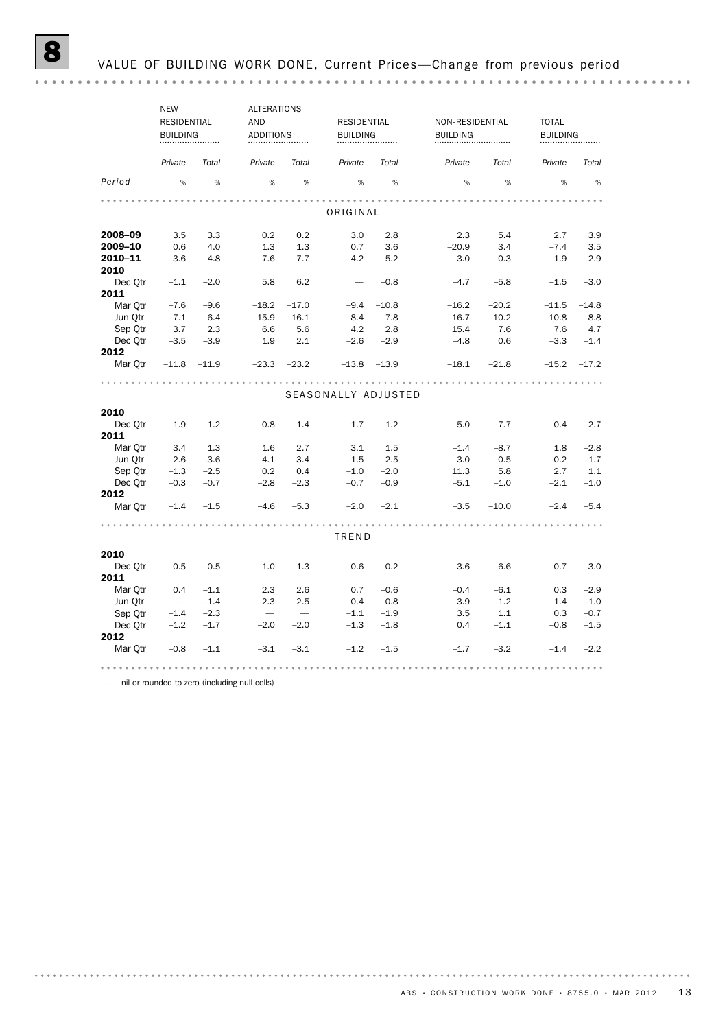# 8 VALUE OF BUILDING WORK DONE, Current Prices—Change from previous period

| | NEW RESIDENTIAL BUILDING | | ALTERATIONS AND ADDITIONS | | RESIDENTIAL BUILDING | | NON-RESIDENTIAL BUILDING | | TOTAL BUILDING | |
|---|---|---|---|---|---|---|---|---|---|---|
| | *Private* | *Total* | *Private* | *Total* | *Private* | *Total* | *Private* | *Total* | *Private* | *Total* |
| *Period* | % | % | % | % | % | % | % | % | % | % |
| | | | | | ORIGINAL | | | | | |
| **2008–09** | 3.5 | 3.3 | 0.2 | 0.2 | 3.0 | 2.8 | 2.3 | 5.4 | 2.7 | 3.9 |
| **2009–10** | 0.6 | 4.0 | 1.3 | 1.3 | 0.7 | 3.6 | –20.9 | 3.4 | –7.4 | 3.5 |
| **2010–11** | 3.6 | 4.8 | 7.6 | 7.7 | 4.2 | 5.2 | –3.0 | –0.3 | 1.9 | 2.9 |
| **2010** | | | | | | | | | | |
| Dec Qtr | –1.1 | –2.0 | 5.8 | 6.2 | — | –0.8 | –4.7 | –5.8 | –1.5 | –3.0 |
| **2011** | | | | | | | | | | |
| Mar Qtr | –7.6 | –9.6 | –18.2 | –17.0 | –9.4 | –10.8 | –16.2 | –20.2 | –11.5 | –14.8 |
| Jun Qtr | 7.1 | 6.4 | 15.9 | 16.1 | 8.4 | 7.8 | 16.7 | 10.2 | 10.8 | 8.8 |
| Sep Qtr | 3.7 | 2.3 | 6.6 | 5.6 | 4.2 | 2.8 | 15.4 | 7.6 | 7.6 | 4.7 |
| Dec Qtr | –3.5 | –3.9 | 1.9 | 2.1 | –2.6 | –2.9 | –4.8 | 0.6 | –3.3 | –1.4 |
| **2012** | | | | | | | | | | |
| Mar Qtr | –11.8 | –11.9 | –23.3 | –23.2 | –13.8 | –13.9 | –18.1 | –21.8 | –15.2 | –17.2 |
| | | | | | SEASONALLY ADJUSTED | | | | | |
| **2010** | | | | | | | | | | |
| Dec Qtr | 1.9 | 1.2 | 0.8 | 1.4 | 1.7 | 1.2 | –5.0 | –7.7 | –0.4 | –2.7 |
| **2011** | | | | | | | | | | |
| Mar Qtr | 3.4 | 1.3 | 1.6 | 2.7 | 3.1 | 1.5 | –1.4 | –8.7 | 1.8 | –2.8 |
| Jun Qtr | –2.6 | –3.6 | 4.1 | 3.4 | –1.5 | –2.5 | 3.0 | –0.5 | –0.2 | –1.7 |
| Sep Qtr | –1.3 | –2.5 | 0.2 | 0.4 | –1.0 | –2.0 | 11.3 | 5.8 | 2.7 | 1.1 |
| Dec Qtr | –0.3 | –0.7 | –2.8 | –2.3 | –0.7 | –0.9 | –5.1 | –1.0 | –2.1 | –1.0 |
| **2012** | | | | | | | | | | |
| Mar Qtr | –1.4 | –1.5 | –4.6 | –5.3 | –2.0 | –2.1 | –3.5 | –10.0 | –2.4 | –5.4 |
| | | | | | TREND | | | | | |
| **2010** | | | | | | | | | | |
| Dec Qtr | 0.5 | –0.5 | 1.0 | 1.3 | 0.6 | –0.2 | –3.6 | –6.6 | –0.7 | –3.0 |
| **2011** | | | | | | | | | | |
| Mar Qtr | 0.4 | –1.1 | 2.3 | 2.6 | 0.7 | –0.6 | –0.4 | –6.1 | 0.3 | –2.9 |
| Jun Qtr | — | –1.4 | 2.3 | 2.5 | 0.4 | –0.8 | 3.9 | –1.2 | 1.4 | –1.0 |
| Sep Qtr | –1.4 | –2.3 | — | — | –1.1 | –1.9 | 3.5 | 1.1 | 0.3 | –0.7 |
| Dec Qtr | –1.2 | –1.7 | –2.0 | –2.0 | –1.3 | –1.8 | 0.4 | –1.1 | –0.8 | –1.5 |
| **2012** | | | | | | | | | | |
| Mar Qtr | –0.8 | –1.1 | –3.1 | –3.1 | –1.2 | –1.5 | –1.7 | –3.2 | –1.4 | –2.2 |

— nil or rounded to zero (including null cells)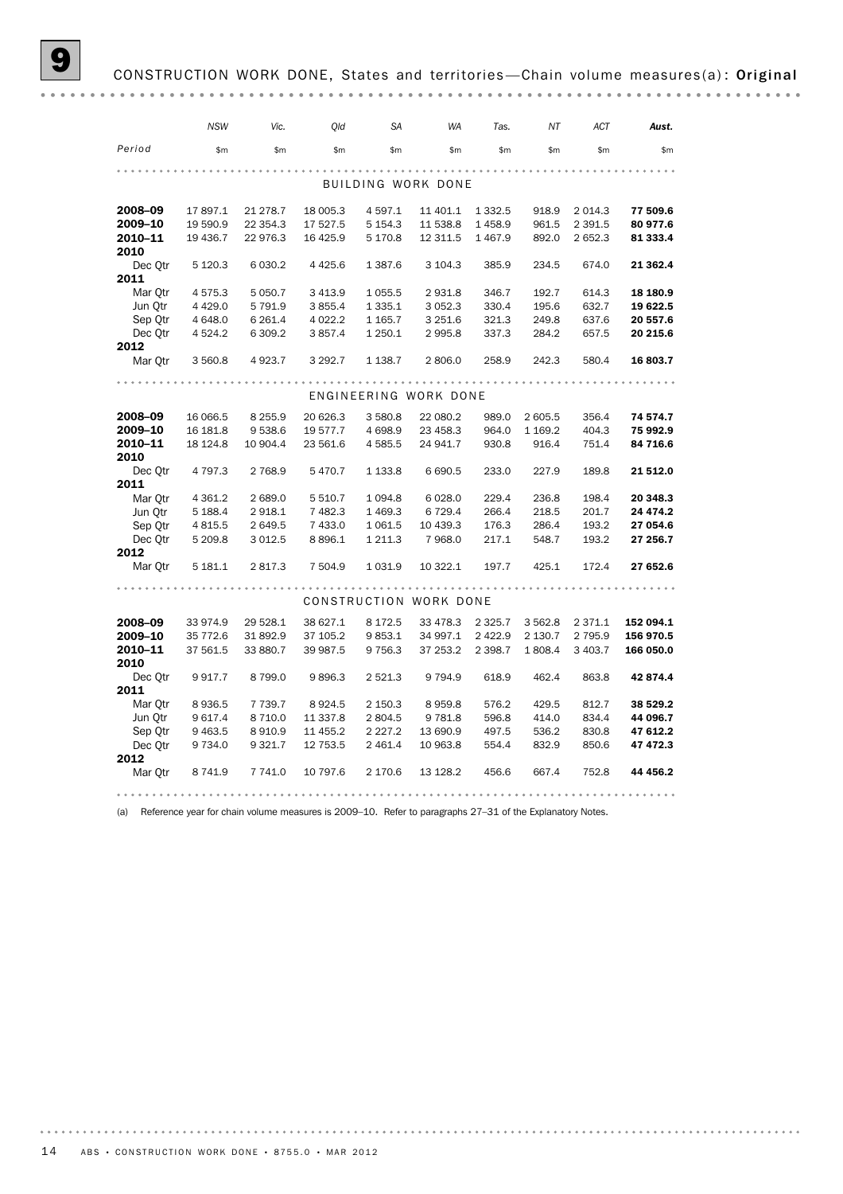# 9 CONSTRUCTION WORK DONE, States and territories—Chain volume measures(a): Original

| Period | NSW | Vic. | Qld | SA | WA | Tas. | NT | ACT | Aust. |
|---|---|---|---|---|---|---|---|---|---|
| | $m | $m | $m | $m | $m | $m | $m | $m | $m |
| **BUILDING WORK DONE** | | | | | | | | | |
| **2008–09** | 17 897.1 | 21 278.7 | 18 005.3 | 4 597.1 | 11 401.1 | 1 332.5 | 918.9 | 2 014.3 | **77 509.6** |
| **2009–10** | 19 590.9 | 22 354.3 | 17 527.5 | 5 154.3 | 11 538.8 | 1 458.9 | 961.5 | 2 391.5 | **80 977.6** |
| **2010–11** | 19 436.7 | 22 976.3 | 16 425.9 | 5 170.8 | 12 311.5 | 1 467.9 | 892.0 | 2 652.3 | **81 333.4** |
| **2010** | | | | | | | | | |
| Dec Qtr | 5 120.3 | 6 030.2 | 4 425.6 | 1 387.6 | 3 104.3 | 385.9 | 234.5 | 674.0 | **21 362.4** |
| **2011** | | | | | | | | | |
| Mar Qtr | 4 575.3 | 5 050.7 | 3 413.9 | 1 055.5 | 2 931.8 | 346.7 | 192.7 | 614.3 | **18 180.9** |
| Jun Qtr | 4 429.0 | 5 791.9 | 3 855.4 | 1 335.1 | 3 052.3 | 330.4 | 195.6 | 632.7 | **19 622.5** |
| Sep Qtr | 4 648.0 | 6 261.4 | 4 022.2 | 1 165.7 | 3 251.6 | 321.3 | 249.8 | 637.6 | **20 557.6** |
| Dec Qtr | 4 524.2 | 6 309.2 | 3 857.4 | 1 250.1 | 2 995.8 | 337.3 | 284.2 | 657.5 | **20 215.6** |
| **2012** | | | | | | | | | |
| Mar Qtr | 3 560.8 | 4 923.7 | 3 292.7 | 1 138.7 | 2 806.0 | 258.9 | 242.3 | 580.4 | **16 803.7** |
| **ENGINEERING WORK DONE** | | | | | | | | | |
| **2008–09** | 16 066.5 | 8 255.9 | 20 626.3 | 3 580.8 | 22 080.2 | 989.0 | 2 605.5 | 356.4 | **74 574.7** |
| **2009–10** | 16 181.8 | 9 538.6 | 19 577.7 | 4 698.9 | 23 458.3 | 964.0 | 1 169.2 | 404.3 | **75 992.9** |
| **2010–11** | 18 124.8 | 10 904.4 | 23 561.6 | 4 585.5 | 24 941.7 | 930.8 | 916.4 | 751.4 | **84 716.6** |
| **2010** | | | | | | | | | |
| Dec Qtr | 4 797.3 | 2 768.9 | 5 470.7 | 1 133.8 | 6 690.5 | 233.0 | 227.9 | 189.8 | **21 512.0** |
| **2011** | | | | | | | | | |
| Mar Qtr | 4 361.2 | 2 689.0 | 5 510.7 | 1 094.8 | 6 028.0 | 229.4 | 236.8 | 198.4 | **20 348.3** |
| Jun Qtr | 5 188.4 | 2 918.1 | 7 482.3 | 1 469.3 | 6 729.4 | 266.4 | 218.5 | 201.7 | **24 474.2** |
| Sep Qtr | 4 815.5 | 2 649.5 | 7 433.0 | 1 061.5 | 10 439.3 | 176.3 | 286.4 | 193.2 | **27 054.6** |
| Dec Qtr | 5 209.8 | 3 012.5 | 8 896.1 | 1 211.3 | 7 968.0 | 217.1 | 548.7 | 193.2 | **27 256.7** |
| **2012** | | | | | | | | | |
| Mar Qtr | 5 181.1 | 2 817.3 | 7 504.9 | 1 031.9 | 10 322.1 | 197.7 | 425.1 | 172.4 | **27 652.6** |
| **CONSTRUCTION WORK DONE** | | | | | | | | | |
| **2008–09** | 33 974.9 | 29 528.1 | 38 627.1 | 8 172.5 | 33 478.3 | 2 325.7 | 3 562.8 | 2 371.1 | **152 094.1** |
| **2009–10** | 35 772.6 | 31 892.9 | 37 105.2 | 9 853.1 | 34 997.1 | 2 422.9 | 2 130.7 | 2 795.9 | **156 970.5** |
| **2010–11** | 37 561.5 | 33 880.7 | 39 987.5 | 9 756.3 | 37 253.2 | 2 398.7 | 1 808.4 | 3 403.7 | **166 050.0** |
| **2010** | | | | | | | | | |
| Dec Qtr | 9 917.7 | 8 799.0 | 9 896.3 | 2 521.3 | 9 794.9 | 618.9 | 462.4 | 863.8 | **42 874.4** |
| **2011** | | | | | | | | | |
| Mar Qtr | 8 936.5 | 7 739.7 | 8 924.5 | 2 150.3 | 8 959.8 | 576.2 | 429.5 | 812.7 | **38 529.2** |
| Jun Qtr | 9 617.4 | 8 710.0 | 11 337.8 | 2 804.5 | 9 781.8 | 596.8 | 414.0 | 834.4 | **44 096.7** |
| Sep Qtr | 9 463.5 | 8 910.9 | 11 455.2 | 2 227.2 | 13 690.9 | 497.5 | 536.2 | 830.8 | **47 612.2** |
| Dec Qtr | 9 734.0 | 9 321.7 | 12 753.5 | 2 461.4 | 10 963.8 | 554.4 | 832.9 | 850.6 | **47 472.3** |
| **2012** | | | | | | | | | |
| Mar Qtr | 8 741.9 | 7 741.0 | 10 797.6 | 2 170.6 | 13 128.2 | 456.6 | 667.4 | 752.8 | **44 456.2** |

(a) Reference year for chain volume measures is 2009–10. Refer to paragraphs 27–31 of the Explanatory Notes.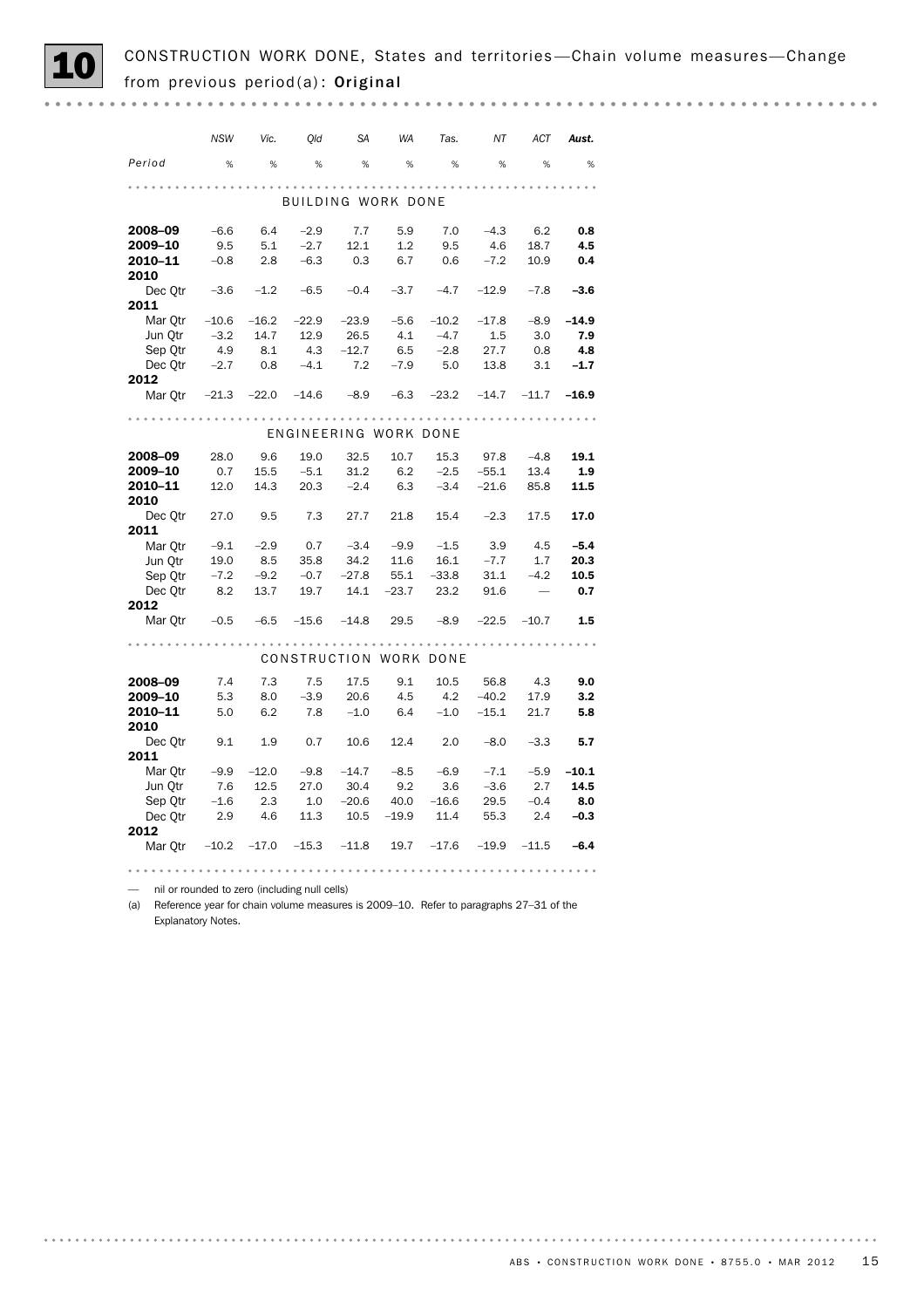# 10 CONSTRUCTION WORK DONE, States and territories—Chain volume measures—Change from previous period(a): Original

| Period | NSW | Vic. | Qld | SA | WA | Tas. | NT | ACT | Aust. |
|---|---|---|---|---|---|---|---|---|---|
| | % | % | % | % | % | % | % | % | % |
| **BUILDING WORK DONE** | | | | | | | | | |
| **2008–09** | –6.6 | 6.4 | –2.9 | 7.7 | 5.9 | 7.0 | –4.3 | 6.2 | **0.8** |
| **2009–10** | 9.5 | 5.1 | –2.7 | 12.1 | 1.2 | 9.5 | 4.6 | 18.7 | **4.5** |
| **2010–11** | –0.8 | 2.8 | –6.3 | 0.3 | 6.7 | 0.6 | –7.2 | 10.9 | **0.4** |
| **2010** | | | | | | | | | |
| Dec Qtr | –3.6 | –1.2 | –6.5 | –0.4 | –3.7 | –4.7 | –12.9 | –7.8 | **–3.6** |
| **2011** | | | | | | | | | |
| Mar Qtr | –10.6 | –16.2 | –22.9 | –23.9 | –5.6 | –10.2 | –17.8 | –8.9 | **–14.9** |
| Jun Qtr | –3.2 | 14.7 | 12.9 | 26.5 | 4.1 | –4.7 | 1.5 | 3.0 | **7.9** |
| Sep Qtr | 4.9 | 8.1 | 4.3 | –12.7 | 6.5 | –2.8 | 27.7 | 0.8 | **4.8** |
| Dec Qtr | –2.7 | 0.8 | –4.1 | 7.2 | –7.9 | 5.0 | 13.8 | 3.1 | **–1.7** |
| **2012** | | | | | | | | | |
| Mar Qtr | –21.3 | –22.0 | –14.6 | –8.9 | –6.3 | –23.2 | –14.7 | –11.7 | **–16.9** |
| **ENGINEERING WORK DONE** | | | | | | | | | |
| **2008–09** | 28.0 | 9.6 | 19.0 | 32.5 | 10.7 | 15.3 | 97.8 | –4.8 | **19.1** |
| **2009–10** | 0.7 | 15.5 | –5.1 | 31.2 | 6.2 | –2.5 | –55.1 | 13.4 | **1.9** |
| **2010–11** | 12.0 | 14.3 | 20.3 | –2.4 | 6.3 | –3.4 | –21.6 | 85.8 | **11.5** |
| **2010** | | | | | | | | | |
| Dec Qtr | 27.0 | 9.5 | 7.3 | 27.7 | 21.8 | 15.4 | –2.3 | 17.5 | **17.0** |
| **2011** | | | | | | | | | |
| Mar Qtr | –9.1 | –2.9 | 0.7 | –3.4 | –9.9 | –1.5 | 3.9 | 4.5 | **–5.4** |
| Jun Qtr | 19.0 | 8.5 | 35.8 | 34.2 | 11.6 | 16.1 | –7.7 | 1.7 | **20.3** |
| Sep Qtr | –7.2 | –9.2 | –0.7 | –27.8 | 55.1 | –33.8 | 31.1 | –4.2 | **10.5** |
| Dec Qtr | 8.2 | 13.7 | 19.7 | 14.1 | –23.7 | 23.2 | 91.6 | — | **0.7** |
| **2012** | | | | | | | | | |
| Mar Qtr | –0.5 | –6.5 | –15.6 | –14.8 | 29.5 | –8.9 | –22.5 | –10.7 | **1.5** |
| **CONSTRUCTION WORK DONE** | | | | | | | | | |
| **2008–09** | 7.4 | 7.3 | 7.5 | 17.5 | 9.1 | 10.5 | 56.8 | 4.3 | **9.0** |
| **2009–10** | 5.3 | 8.0 | –3.9 | 20.6 | 4.5 | 4.2 | –40.2 | 17.9 | **3.2** |
| **2010–11** | 5.0 | 6.2 | 7.8 | –1.0 | 6.4 | –1.0 | –15.1 | 21.7 | **5.8** |
| **2010** | | | | | | | | | |
| Dec Qtr | 9.1 | 1.9 | 0.7 | 10.6 | 12.4 | 2.0 | –8.0 | –3.3 | **5.7** |
| **2011** | | | | | | | | | |
| Mar Qtr | –9.9 | –12.0 | –9.8 | –14.7 | –8.5 | –6.9 | –7.1 | –5.9 | **–10.1** |
| Jun Qtr | 7.6 | 12.5 | 27.0 | 30.4 | 9.2 | 3.6 | –3.6 | 2.7 | **14.5** |
| Sep Qtr | –1.6 | 2.3 | 1.0 | –20.6 | 40.0 | –16.6 | 29.5 | –0.4 | **8.0** |
| Dec Qtr | 2.9 | 4.6 | 11.3 | 10.5 | –19.9 | 11.4 | 55.3 | 2.4 | **–0.3** |
| **2012** | | | | | | | | | |
| Mar Qtr | –10.2 | –17.0 | –15.3 | –11.8 | 19.7 | –17.6 | –19.9 | –11.5 | **–6.4** |

— nil or rounded to zero (including null cells)

(a) Reference year for chain volume measures is 2009–10. Refer to paragraphs 27–31 of the Explanatory Notes.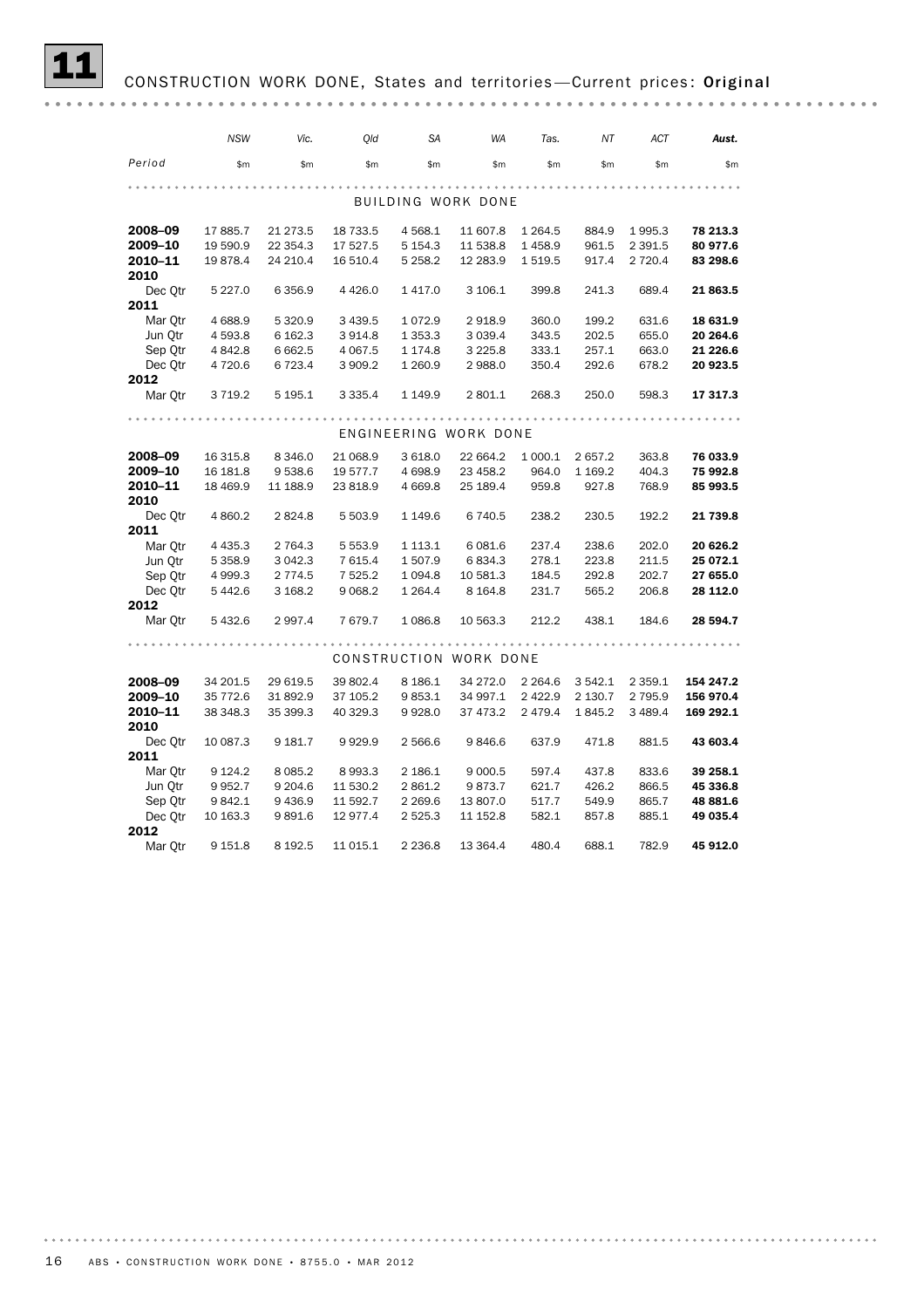## 11 CONSTRUCTION WORK DONE, States and territories—Current prices: Original

| Period | NSW | Vic. | Qld | SA | WA | Tas. | NT | ACT | Aust. |
|---|---|---|---|---|---|---|---|---|---|
| | $m | $m | $m | $m | $m | $m | $m | $m | $m |
| **BUILDING WORK DONE** | | | | | | | | | |
| **2008–09** | 17 885.7 | 21 273.5 | 18 733.5 | 4 568.1 | 11 607.8 | 1 264.5 | 884.9 | 1 995.3 | **78 213.3** |
| **2009–10** | 19 590.9 | 22 354.3 | 17 527.5 | 5 154.3 | 11 538.8 | 1 458.9 | 961.5 | 2 391.5 | **80 977.6** |
| **2010–11** | 19 878.4 | 24 210.4 | 16 510.4 | 5 258.2 | 12 283.9 | 1 519.5 | 917.4 | 2 720.4 | **83 298.6** |
| **2010** | | | | | | | | | |
| Dec Qtr | 5 227.0 | 6 356.9 | 4 426.0 | 1 417.0 | 3 106.1 | 399.8 | 241.3 | 689.4 | **21 863.5** |
| **2011** | | | | | | | | | |
| Mar Qtr | 4 688.9 | 5 320.9 | 3 439.5 | 1 072.9 | 2 918.9 | 360.0 | 199.2 | 631.6 | **18 631.9** |
| Jun Qtr | 4 593.8 | 6 162.3 | 3 914.8 | 1 353.3 | 3 039.4 | 343.5 | 202.5 | 655.0 | **20 264.6** |
| Sep Qtr | 4 842.8 | 6 662.5 | 4 067.5 | 1 174.8 | 3 225.8 | 333.1 | 257.1 | 663.0 | **21 226.6** |
| Dec Qtr | 4 720.6 | 6 723.4 | 3 909.2 | 1 260.9 | 2 988.0 | 350.4 | 292.6 | 678.2 | **20 923.5** |
| **2012** | | | | | | | | | |
| Mar Qtr | 3 719.2 | 5 195.1 | 3 335.4 | 1 149.9 | 2 801.1 | 268.3 | 250.0 | 598.3 | **17 317.3** |
| **ENGINEERING WORK DONE** | | | | | | | | | |
| **2008–09** | 16 315.8 | 8 346.0 | 21 068.9 | 3 618.0 | 22 664.2 | 1 000.1 | 2 657.2 | 363.8 | **76 033.9** |
| **2009–10** | 16 181.8 | 9 538.6 | 19 577.7 | 4 698.9 | 23 458.2 | 964.0 | 1 169.2 | 404.3 | **75 992.8** |
| **2010–11** | 18 469.9 | 11 188.9 | 23 818.9 | 4 669.8 | 25 189.4 | 959.8 | 927.8 | 768.9 | **85 993.5** |
| **2010** | | | | | | | | | |
| Dec Qtr | 4 860.2 | 2 824.8 | 5 503.9 | 1 149.6 | 6 740.5 | 238.2 | 230.5 | 192.2 | **21 739.8** |
| **2011** | | | | | | | | | |
| Mar Qtr | 4 435.3 | 2 764.3 | 5 553.9 | 1 113.1 | 6 081.6 | 237.4 | 238.6 | 202.0 | **20 626.2** |
| Jun Qtr | 5 358.9 | 3 042.3 | 7 615.4 | 1 507.9 | 6 834.3 | 278.1 | 223.8 | 211.5 | **25 072.1** |
| Sep Qtr | 4 999.3 | 2 774.5 | 7 525.2 | 1 094.8 | 10 581.3 | 184.5 | 292.8 | 202.7 | **27 655.0** |
| Dec Qtr | 5 442.6 | 3 168.2 | 9 068.2 | 1 264.4 | 8 164.8 | 231.7 | 565.2 | 206.8 | **28 112.0** |
| **2012** | | | | | | | | | |
| Mar Qtr | 5 432.6 | 2 997.4 | 7 679.7 | 1 086.8 | 10 563.3 | 212.2 | 438.1 | 184.6 | **28 594.7** |
| **CONSTRUCTION WORK DONE** | | | | | | | | | |
| **2008–09** | 34 201.5 | 29 619.5 | 39 802.4 | 8 186.1 | 34 272.0 | 2 264.6 | 3 542.1 | 2 359.1 | **154 247.2** |
| **2009–10** | 35 772.6 | 31 892.9 | 37 105.2 | 9 853.1 | 34 997.1 | 2 422.9 | 2 130.7 | 2 795.9 | **156 970.4** |
| **2010–11** | 38 348.3 | 35 399.3 | 40 329.3 | 9 928.0 | 37 473.2 | 2 479.4 | 1 845.2 | 3 489.4 | **169 292.1** |
| **2010** | | | | | | | | | |
| Dec Qtr | 10 087.3 | 9 181.7 | 9 929.9 | 2 566.6 | 9 846.6 | 637.9 | 471.8 | 881.5 | **43 603.4** |
| **2011** | | | | | | | | | |
| Mar Qtr | 9 124.2 | 8 085.2 | 8 993.3 | 2 186.1 | 9 000.5 | 597.4 | 437.8 | 833.6 | **39 258.1** |
| Jun Qtr | 9 952.7 | 9 204.6 | 11 530.2 | 2 861.2 | 9 873.7 | 621.7 | 426.2 | 866.5 | **45 336.8** |
| Sep Qtr | 9 842.1 | 9 436.9 | 11 592.7 | 2 269.6 | 13 807.0 | 517.7 | 549.9 | 865.7 | **48 881.6** |
| Dec Qtr | 10 163.3 | 9 891.6 | 12 977.4 | 2 525.3 | 11 152.8 | 582.1 | 857.8 | 885.1 | **49 035.4** |
| **2012** | | | | | | | | | |
| Mar Qtr | 9 151.8 | 8 192.5 | 11 015.1 | 2 236.8 | 13 364.4 | 480.4 | 688.1 | 782.9 | **45 912.0** |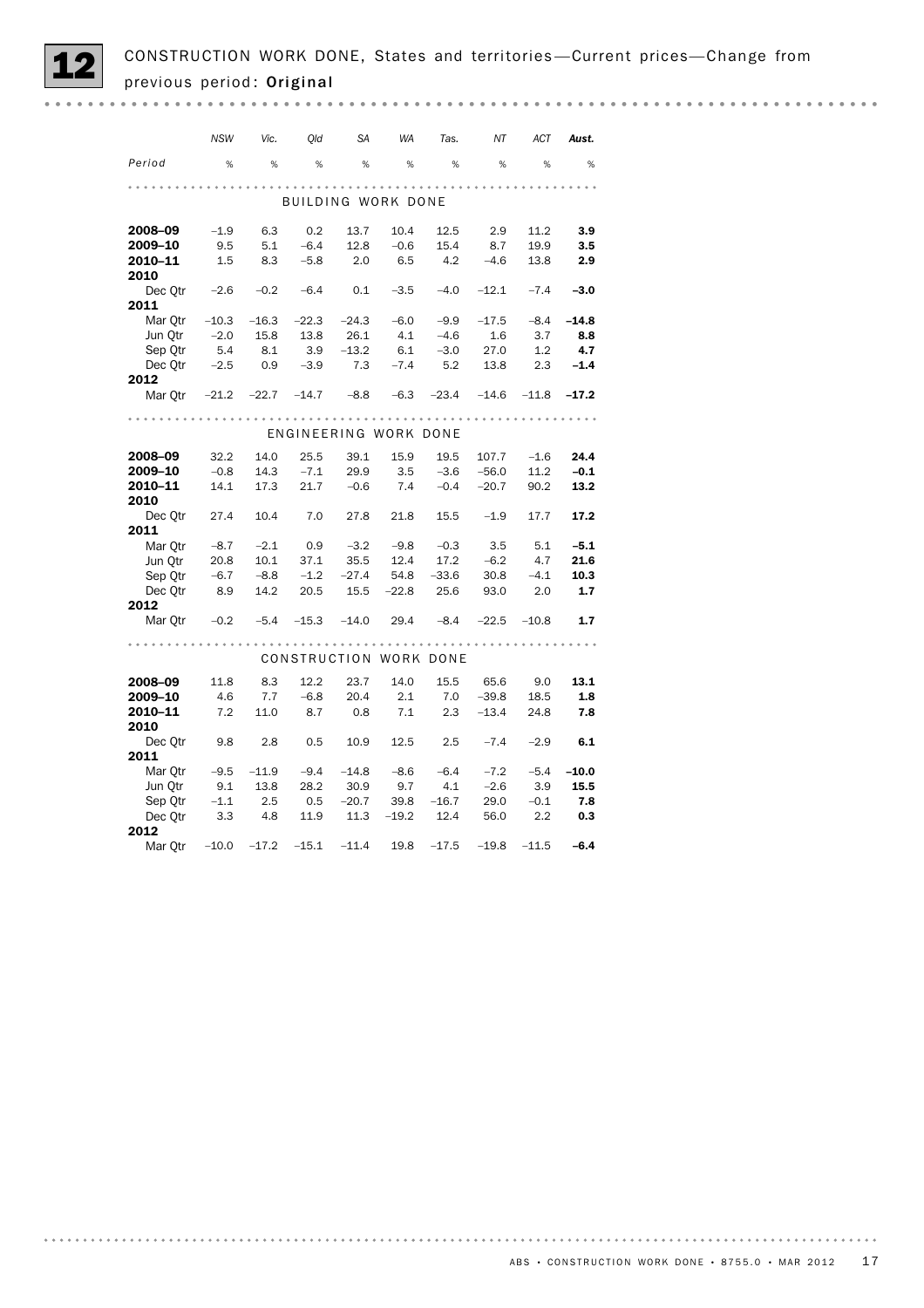## 12 CONSTRUCTION WORK DONE, States and territories—Current prices—Change from previous period: **Original**

| Period | NSW | Vic. | Qld | SA | WA | Tas. | NT | ACT | Aust. |
|---|---|---|---|---|---|---|---|---|---|
| | % | % | % | % | % | % | % | % | % |
| **BUILDING WORK DONE** | | | | | | | | | |
| **2008–09** | –1.9 | 6.3 | 0.2 | 13.7 | 10.4 | 12.5 | 2.9 | 11.2 | **3.9** |
| **2009–10** | 9.5 | 5.1 | –6.4 | 12.8 | –0.6 | 15.4 | 8.7 | 19.9 | **3.5** |
| **2010–11** | 1.5 | 8.3 | –5.8 | 2.0 | 6.5 | 4.2 | –4.6 | 13.8 | **2.9** |
| **2010** | | | | | | | | | |
| Dec Qtr | –2.6 | –0.2 | –6.4 | 0.1 | –3.5 | –4.0 | –12.1 | –7.4 | **–3.0** |
| **2011** | | | | | | | | | |
| Mar Qtr | –10.3 | –16.3 | –22.3 | –24.3 | –6.0 | –9.9 | –17.5 | –8.4 | **–14.8** |
| Jun Qtr | –2.0 | 15.8 | 13.8 | 26.1 | 4.1 | –4.6 | 1.6 | 3.7 | **8.8** |
| Sep Qtr | 5.4 | 8.1 | 3.9 | –13.2 | 6.1 | –3.0 | 27.0 | 1.2 | **4.7** |
| Dec Qtr | –2.5 | 0.9 | –3.9 | 7.3 | –7.4 | 5.2 | 13.8 | 2.3 | **–1.4** |
| **2012** | | | | | | | | | |
| Mar Qtr | –21.2 | –22.7 | –14.7 | –8.8 | –6.3 | –23.4 | –14.6 | –11.8 | **–17.2** |
| **ENGINEERING WORK DONE** | | | | | | | | | |
| **2008–09** | 32.2 | 14.0 | 25.5 | 39.1 | 15.9 | 19.5 | 107.7 | –1.6 | **24.4** |
| **2009–10** | –0.8 | 14.3 | –7.1 | 29.9 | 3.5 | –3.6 | –56.0 | 11.2 | **–0.1** |
| **2010–11** | 14.1 | 17.3 | 21.7 | –0.6 | 7.4 | –0.4 | –20.7 | 90.2 | **13.2** |
| **2010** | | | | | | | | | |
| Dec Qtr | 27.4 | 10.4 | 7.0 | 27.8 | 21.8 | 15.5 | –1.9 | 17.7 | **17.2** |
| **2011** | | | | | | | | | |
| Mar Qtr | –8.7 | –2.1 | 0.9 | –3.2 | –9.8 | –0.3 | 3.5 | 5.1 | **–5.1** |
| Jun Qtr | 20.8 | 10.1 | 37.1 | 35.5 | 12.4 | 17.2 | –6.2 | 4.7 | **21.6** |
| Sep Qtr | –6.7 | –8.8 | –1.2 | –27.4 | 54.8 | –33.6 | 30.8 | –4.1 | **10.3** |
| Dec Qtr | 8.9 | 14.2 | 20.5 | 15.5 | –22.8 | 25.6 | 93.0 | 2.0 | **1.7** |
| **2012** | | | | | | | | | |
| Mar Qtr | –0.2 | –5.4 | –15.3 | –14.0 | 29.4 | –8.4 | –22.5 | –10.8 | **1.7** |
| **CONSTRUCTION WORK DONE** | | | | | | | | | |
| **2008–09** | 11.8 | 8.3 | 12.2 | 23.7 | 14.0 | 15.5 | 65.6 | 9.0 | **13.1** |
| **2009–10** | 4.6 | 7.7 | –6.8 | 20.4 | 2.1 | 7.0 | –39.8 | 18.5 | **1.8** |
| **2010–11** | 7.2 | 11.0 | 8.7 | 0.8 | 7.1 | 2.3 | –13.4 | 24.8 | **7.8** |
| **2010** | | | | | | | | | |
| Dec Qtr | 9.8 | 2.8 | 0.5 | 10.9 | 12.5 | 2.5 | –7.4 | –2.9 | **6.1** |
| **2011** | | | | | | | | | |
| Mar Qtr | –9.5 | –11.9 | –9.4 | –14.8 | –8.6 | –6.4 | –7.2 | –5.4 | **–10.0** |
| Jun Qtr | 9.1 | 13.8 | 28.2 | 30.9 | 9.7 | 4.1 | –2.6 | 3.9 | **15.5** |
| Sep Qtr | –1.1 | 2.5 | 0.5 | –20.7 | 39.8 | –16.7 | 29.0 | –0.1 | **7.8** |
| Dec Qtr | 3.3 | 4.8 | 11.9 | 11.3 | –19.2 | 12.4 | 56.0 | 2.2 | **0.3** |
| **2012** | | | | | | | | | |
| Mar Qtr | –10.0 | –17.2 | –15.1 | –11.4 | 19.8 | –17.5 | –19.8 | –11.5 | **–6.4** |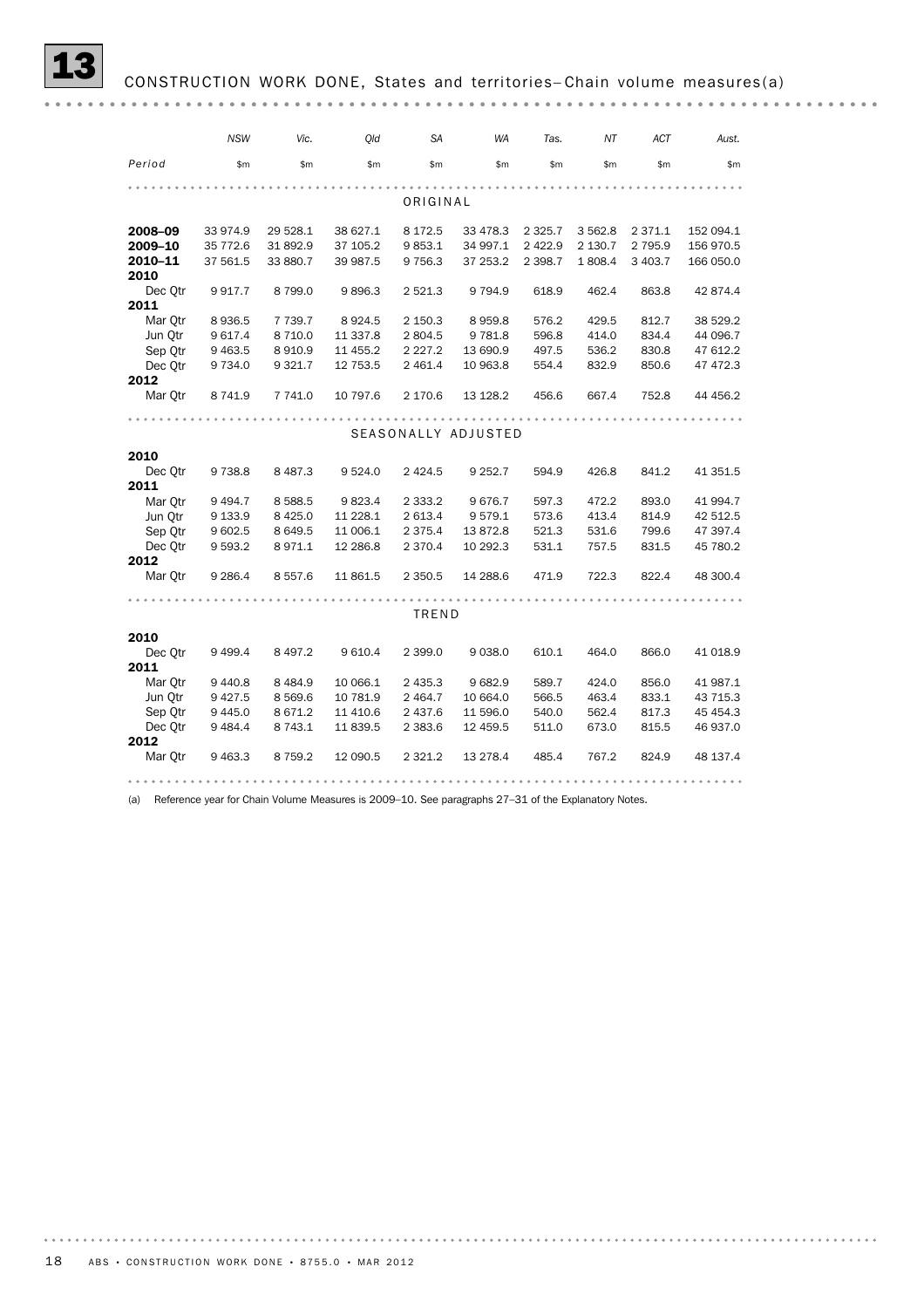## 13 CONSTRUCTION WORK DONE, States and territories—Chain volume measures(a)

| Period | NSW | Vic. | Qld | SA | WA | Tas. | NT | ACT | Aust. |
|---|---|---|---|---|---|---|---|---|---|
| | $m | $m | $m | $m | $m | $m | $m | $m | $m |
| **ORIGINAL** | | | | | | | | | |
| **2008–09** | 33 974.9 | 29 528.1 | 38 627.1 | 8 172.5 | 33 478.3 | 2 325.7 | 3 562.8 | 2 371.1 | 152 094.1 |
| **2009–10** | 35 772.6 | 31 892.9 | 37 105.2 | 9 853.1 | 34 997.1 | 2 422.9 | 2 130.7 | 2 795.9 | 156 970.5 |
| **2010–11** | 37 561.5 | 33 880.7 | 39 987.5 | 9 756.3 | 37 253.2 | 2 398.7 | 1 808.4 | 3 403.7 | 166 050.0 |
| **2010** | | | | | | | | | |
| Dec Qtr | 9 917.7 | 8 799.0 | 9 896.3 | 2 521.3 | 9 794.9 | 618.9 | 462.4 | 863.8 | 42 874.4 |
| **2011** | | | | | | | | | |
| Mar Qtr | 8 936.5 | 7 739.7 | 8 924.5 | 2 150.3 | 8 959.8 | 576.2 | 429.5 | 812.7 | 38 529.2 |
| Jun Qtr | 9 617.4 | 8 710.0 | 11 337.8 | 2 804.5 | 9 781.8 | 596.8 | 414.0 | 834.4 | 44 096.7 |
| Sep Qtr | 9 463.5 | 8 910.9 | 11 455.2 | 2 227.2 | 13 690.9 | 497.5 | 536.2 | 830.8 | 47 612.2 |
| Dec Qtr | 9 734.0 | 9 321.7 | 12 753.5 | 2 461.4 | 10 963.8 | 554.4 | 832.9 | 850.6 | 47 472.3 |
| **2012** | | | | | | | | | |
| Mar Qtr | 8 741.9 | 7 741.0 | 10 797.6 | 2 170.6 | 13 128.2 | 456.6 | 667.4 | 752.8 | 44 456.2 |
| **SEASONALLY ADJUSTED** | | | | | | | | | |
| **2010** | | | | | | | | | |
| Dec Qtr | 9 738.8 | 8 487.3 | 9 524.0 | 2 424.5 | 9 252.7 | 594.9 | 426.8 | 841.2 | 41 351.5 |
| **2011** | | | | | | | | | |
| Mar Qtr | 9 494.7 | 8 588.5 | 9 823.4 | 2 333.2 | 9 676.7 | 597.3 | 472.2 | 893.0 | 41 994.7 |
| Jun Qtr | 9 133.9 | 8 425.0 | 11 228.1 | 2 613.4 | 9 579.1 | 573.6 | 413.4 | 814.9 | 42 512.5 |
| Sep Qtr | 9 602.5 | 8 649.5 | 11 006.1 | 2 375.4 | 13 872.8 | 521.3 | 531.6 | 799.6 | 47 397.4 |
| Dec Qtr | 9 593.2 | 8 971.1 | 12 286.8 | 2 370.4 | 10 292.3 | 531.1 | 757.5 | 831.5 | 45 780.2 |
| **2012** | | | | | | | | | |
| Mar Qtr | 9 286.4 | 8 557.6 | 11 861.5 | 2 350.5 | 14 288.6 | 471.9 | 722.3 | 822.4 | 48 300.4 |
| **TREND** | | | | | | | | | |
| **2010** | | | | | | | | | |
| Dec Qtr | 9 499.4 | 8 497.2 | 9 610.4 | 2 399.0 | 9 038.0 | 610.1 | 464.0 | 866.0 | 41 018.9 |
| **2011** | | | | | | | | | |
| Mar Qtr | 9 440.8 | 8 484.9 | 10 066.1 | 2 435.3 | 9 682.9 | 589.7 | 424.0 | 856.0 | 41 987.1 |
| Jun Qtr | 9 427.5 | 8 569.6 | 10 781.9 | 2 464.7 | 10 664.0 | 566.5 | 463.4 | 833.1 | 43 715.3 |
| Sep Qtr | 9 445.0 | 8 671.2 | 11 410.6 | 2 437.6 | 11 596.0 | 540.0 | 562.4 | 817.3 | 45 454.3 |
| Dec Qtr | 9 484.4 | 8 743.1 | 11 839.5 | 2 383.6 | 12 459.5 | 511.0 | 673.0 | 815.5 | 46 937.0 |
| **2012** | | | | | | | | | |
| Mar Qtr | 9 463.3 | 8 759.2 | 12 090.5 | 2 321.2 | 13 278.4 | 485.4 | 767.2 | 824.9 | 48 137.4 |

(a) Reference year for Chain Volume Measures is 2009–10. See paragraphs 27–31 of the Explanatory Notes.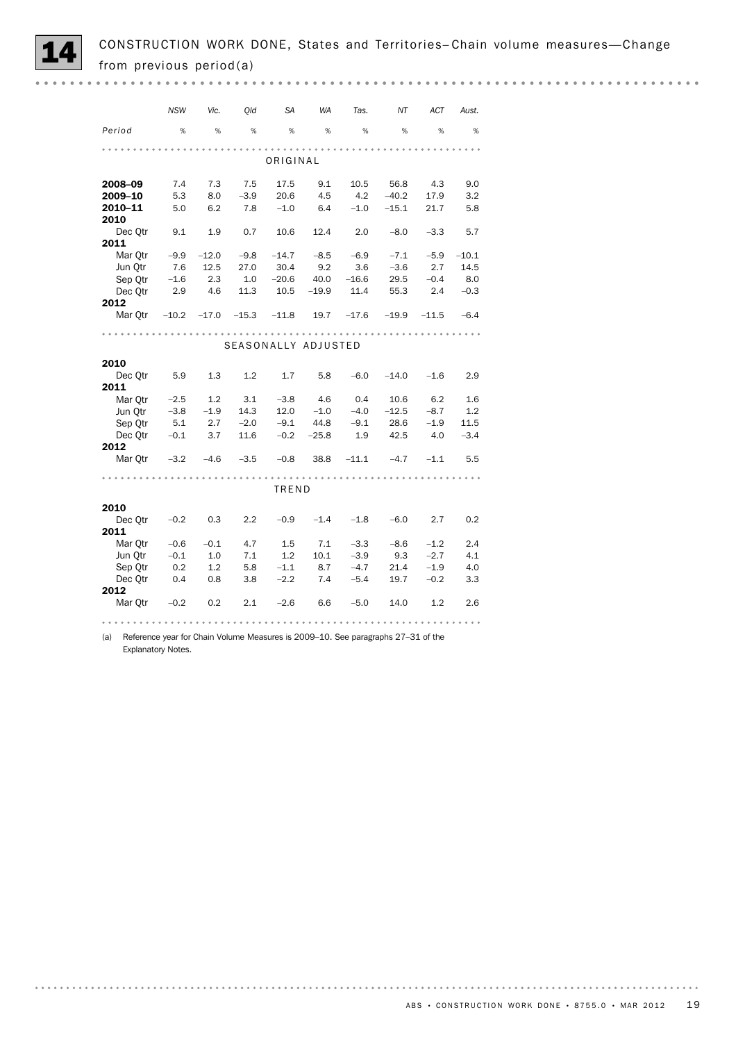# 14 CONSTRUCTION WORK DONE, States and Territories–Chain volume measures—Change from previous period(a)

| Period | NSW | Vic. | Qld | SA | WA | Tas. | NT | ACT | Aust. |
|---|---|---|---|---|---|---|---|---|---|
| | % | % | % | % | % | % | % | % | % |
| **ORIGINAL** | | | | | | | | | |
| **2008–09** | 7.4 | 7.3 | 7.5 | 17.5 | 9.1 | 10.5 | 56.8 | 4.3 | 9.0 |
| **2009–10** | 5.3 | 8.0 | –3.9 | 20.6 | 4.5 | 4.2 | –40.2 | 17.9 | 3.2 |
| **2010–11** | 5.0 | 6.2 | 7.8 | –1.0 | 6.4 | –1.0 | –15.1 | 21.7 | 5.8 |
| **2010** | | | | | | | | | |
| Dec Qtr | 9.1 | 1.9 | 0.7 | 10.6 | 12.4 | 2.0 | –8.0 | –3.3 | 5.7 |
| **2011** | | | | | | | | | |
| Mar Qtr | –9.9 | –12.0 | –9.8 | –14.7 | –8.5 | –6.9 | –7.1 | –5.9 | –10.1 |
| Jun Qtr | 7.6 | 12.5 | 27.0 | 30.4 | 9.2 | 3.6 | –3.6 | 2.7 | 14.5 |
| Sep Qtr | –1.6 | 2.3 | 1.0 | –20.6 | 40.0 | –16.6 | 29.5 | –0.4 | 8.0 |
| Dec Qtr | 2.9 | 4.6 | 11.3 | 10.5 | –19.9 | 11.4 | 55.3 | 2.4 | –0.3 |
| **2012** | | | | | | | | | |
| Mar Qtr | –10.2 | –17.0 | –15.3 | –11.8 | 19.7 | –17.6 | –19.9 | –11.5 | –6.4 |
| **SEASONALLY ADJUSTED** | | | | | | | | | |
| **2010** | | | | | | | | | |
| Dec Qtr | 5.9 | 1.3 | 1.2 | 1.7 | 5.8 | –6.0 | –14.0 | –1.6 | 2.9 |
| **2011** | | | | | | | | | |
| Mar Qtr | –2.5 | 1.2 | 3.1 | –3.8 | 4.6 | 0.4 | 10.6 | 6.2 | 1.6 |
| Jun Qtr | –3.8 | –1.9 | 14.3 | 12.0 | –1.0 | –4.0 | –12.5 | –8.7 | 1.2 |
| Sep Qtr | 5.1 | 2.7 | –2.0 | –9.1 | 44.8 | –9.1 | 28.6 | –1.9 | 11.5 |
| Dec Qtr | –0.1 | 3.7 | 11.6 | –0.2 | –25.8 | 1.9 | 42.5 | 4.0 | –3.4 |
| **2012** | | | | | | | | | |
| Mar Qtr | –3.2 | –4.6 | –3.5 | –0.8 | 38.8 | –11.1 | –4.7 | –1.1 | 5.5 |
| **TREND** | | | | | | | | | |
| **2010** | | | | | | | | | |
| Dec Qtr | –0.2 | 0.3 | 2.2 | –0.9 | –1.4 | –1.8 | –6.0 | 2.7 | 0.2 |
| **2011** | | | | | | | | | |
| Mar Qtr | –0.6 | –0.1 | 4.7 | 1.5 | 7.1 | –3.3 | –8.6 | –1.2 | 2.4 |
| Jun Qtr | –0.1 | 1.0 | 7.1 | 1.2 | 10.1 | –3.9 | 9.3 | –2.7 | 4.1 |
| Sep Qtr | 0.2 | 1.2 | 5.8 | –1.1 | 8.7 | –4.7 | 21.4 | –1.9 | 4.0 |
| Dec Qtr | 0.4 | 0.8 | 3.8 | –2.2 | 7.4 | –5.4 | 19.7 | –0.2 | 3.3 |
| **2012** | | | | | | | | | |
| Mar Qtr | –0.2 | 0.2 | 2.1 | –2.6 | 6.6 | –5.0 | 14.0 | 1.2 | 2.6 |

(a) Reference year for Chain Volume Measures is 2009–10. See paragraphs 27–31 of the Explanatory Notes.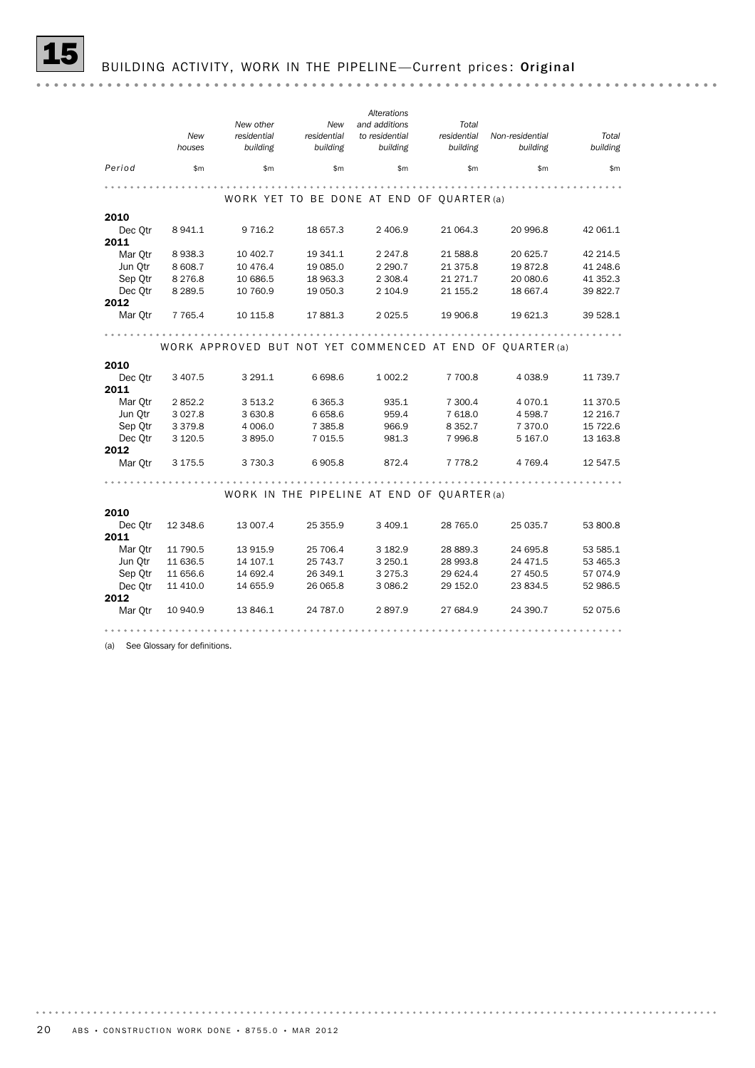# 15 BUILDING ACTIVITY, WORK IN THE PIPELINE—Current prices: **Original**

| Period | New houses | New other residential building | New residential building | Alterations and additions to residential building | Total residential building | Non-residential building | Total building |
|---|---|---|---|---|---|---|---|
| | $m | $m | $m | $m | $m | $m | $m |
| **WORK YET TO BE DONE AT END OF QUARTER(a)** | | | | | | | |
| **2010** | | | | | | | |
| Dec Qtr | 8 941.1 | 9 716.2 | 18 657.3 | 2 406.9 | 21 064.3 | 20 996.8 | 42 061.1 |
| **2011** | | | | | | | |
| Mar Qtr | 8 938.3 | 10 402.7 | 19 341.1 | 2 247.8 | 21 588.8 | 20 625.7 | 42 214.5 |
| Jun Qtr | 8 608.7 | 10 476.4 | 19 085.0 | 2 290.7 | 21 375.8 | 19 872.8 | 41 248.6 |
| Sep Qtr | 8 276.8 | 10 686.5 | 18 963.3 | 2 308.4 | 21 271.7 | 20 080.6 | 41 352.3 |
| Dec Qtr | 8 289.5 | 10 760.9 | 19 050.3 | 2 104.9 | 21 155.2 | 18 667.4 | 39 822.7 |
| **2012** | | | | | | | |
| Mar Qtr | 7 765.4 | 10 115.8 | 17 881.3 | 2 025.5 | 19 906.8 | 19 621.3 | 39 528.1 |
| **WORK APPROVED BUT NOT YET COMMENCED AT END OF QUARTER(a)** | | | | | | | |
| **2010** | | | | | | | |
| Dec Qtr | 3 407.5 | 3 291.1 | 6 698.6 | 1 002.2 | 7 700.8 | 4 038.9 | 11 739.7 |
| **2011** | | | | | | | |
| Mar Qtr | 2 852.2 | 3 513.2 | 6 365.3 | 935.1 | 7 300.4 | 4 070.1 | 11 370.5 |
| Jun Qtr | 3 027.8 | 3 630.8 | 6 658.6 | 959.4 | 7 618.0 | 4 598.7 | 12 216.7 |
| Sep Qtr | 3 379.8 | 4 006.0 | 7 385.8 | 966.9 | 8 352.7 | 7 370.0 | 15 722.6 |
| Dec Qtr | 3 120.5 | 3 895.0 | 7 015.5 | 981.3 | 7 996.8 | 5 167.0 | 13 163.8 |
| **2012** | | | | | | | |
| Mar Qtr | 3 175.5 | 3 730.3 | 6 905.8 | 872.4 | 7 778.2 | 4 769.4 | 12 547.5 |
| **WORK IN THE PIPELINE AT END OF QUARTER(a)** | | | | | | | |
| **2010** | | | | | | | |
| Dec Qtr | 12 348.6 | 13 007.4 | 25 355.9 | 3 409.1 | 28 765.0 | 25 035.7 | 53 800.8 |
| **2011** | | | | | | | |
| Mar Qtr | 11 790.5 | 13 915.9 | 25 706.4 | 3 182.9 | 28 889.3 | 24 695.8 | 53 585.1 |
| Jun Qtr | 11 636.5 | 14 107.1 | 25 743.7 | 3 250.1 | 28 993.8 | 24 471.5 | 53 465.3 |
| Sep Qtr | 11 656.6 | 14 692.4 | 26 349.1 | 3 275.3 | 29 624.4 | 27 450.5 | 57 074.9 |
| Dec Qtr | 11 410.0 | 14 655.9 | 26 065.8 | 3 086.2 | 29 152.0 | 23 834.5 | 52 986.5 |
| **2012** | | | | | | | |
| Mar Qtr | 10 940.9 | 13 846.1 | 24 787.0 | 2 897.9 | 27 684.9 | 24 390.7 | 52 075.6 |

(a) See Glossary for definitions.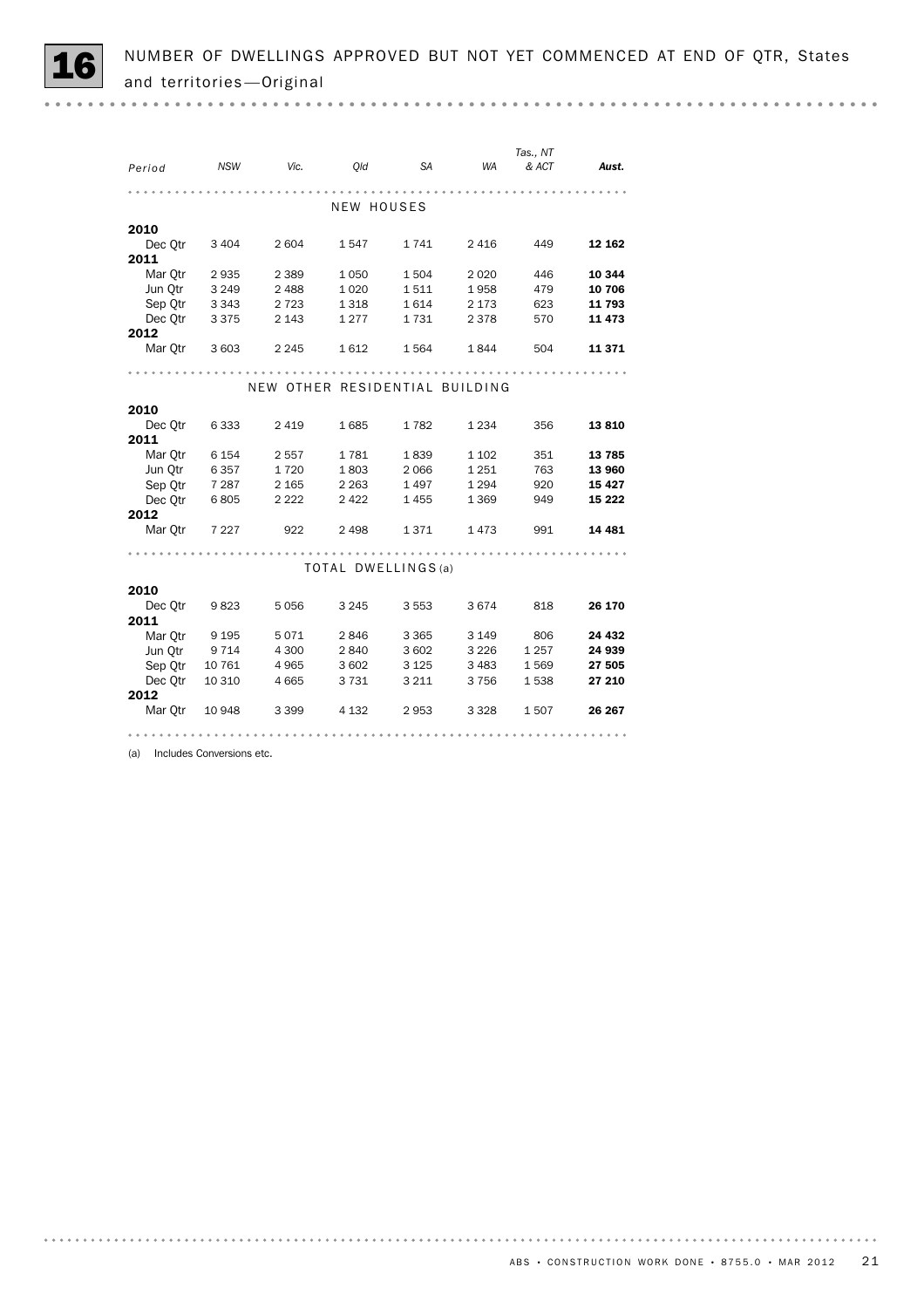# 16 NUMBER OF DWELLINGS APPROVED BUT NOT YET COMMENCED AT END OF QTR, States and territories—Original

| Period | NSW | Vic. | Qld | SA | WA | Tas., NT & ACT | Aust. |
|---|---|---|---|---|---|---|---|
| **NEW HOUSES** | | | | | | | |
| **2010** | | | | | | | |
| Dec Qtr | 3 404 | 2 604 | 1 547 | 1 741 | 2 416 | 449 | **12 162** |
| **2011** | | | | | | | |
| Mar Qtr | 2 935 | 2 389 | 1 050 | 1 504 | 2 020 | 446 | **10 344** |
| Jun Qtr | 3 249 | 2 488 | 1 020 | 1 511 | 1 958 | 479 | **10 706** |
| Sep Qtr | 3 343 | 2 723 | 1 318 | 1 614 | 2 173 | 623 | **11 793** |
| Dec Qtr | 3 375 | 2 143 | 1 277 | 1 731 | 2 378 | 570 | **11 473** |
| **2012** | | | | | | | |
| Mar Qtr | 3 603 | 2 245 | 1 612 | 1 564 | 1 844 | 504 | **11 371** |
| **NEW OTHER RESIDENTIAL BUILDING** | | | | | | | |
| **2010** | | | | | | | |
| Dec Qtr | 6 333 | 2 419 | 1 685 | 1 782 | 1 234 | 356 | **13 810** |
| **2011** | | | | | | | |
| Mar Qtr | 6 154 | 2 557 | 1 781 | 1 839 | 1 102 | 351 | **13 785** |
| Jun Qtr | 6 357 | 1 720 | 1 803 | 2 066 | 1 251 | 763 | **13 960** |
| Sep Qtr | 7 287 | 2 165 | 2 263 | 1 497 | 1 294 | 920 | **15 427** |
| Dec Qtr | 6 805 | 2 222 | 2 422 | 1 455 | 1 369 | 949 | **15 222** |
| **2012** | | | | | | | |
| Mar Qtr | 7 227 | 922 | 2 498 | 1 371 | 1 473 | 991 | **14 481** |
| **TOTAL DWELLINGS (a)** | | | | | | | |
| **2010** | | | | | | | |
| Dec Qtr | 9 823 | 5 056 | 3 245 | 3 553 | 3 674 | 818 | **26 170** |
| **2011** | | | | | | | |
| Mar Qtr | 9 195 | 5 071 | 2 846 | 3 365 | 3 149 | 806 | **24 432** |
| Jun Qtr | 9 714 | 4 300 | 2 840 | 3 602 | 3 226 | 1 257 | **24 939** |
| Sep Qtr | 10 761 | 4 965 | 3 602 | 3 125 | 3 483 | 1 569 | **27 505** |
| Dec Qtr | 10 310 | 4 665 | 3 731 | 3 211 | 3 756 | 1 538 | **27 210** |
| **2012** | | | | | | | |
| Mar Qtr | 10 948 | 3 399 | 4 132 | 2 953 | 3 328 | 1 507 | **26 267** |

(a) Includes Conversions etc.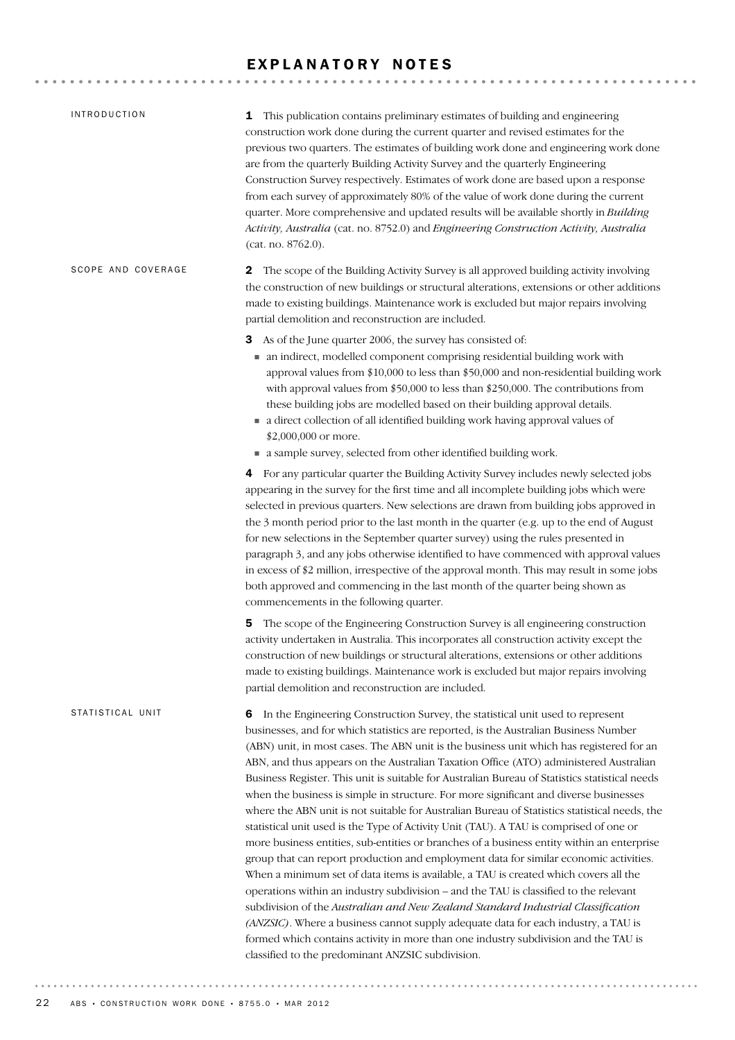# EXPLANATORY NOTES

## INTRODUCTION

**1** This publication contains preliminary estimates of building and engineering construction work done during the current quarter and revised estimates for the previous two quarters. The estimates of building work done and engineering work done are from the quarterly Building Activity Survey and the quarterly Engineering Construction Survey respectively. Estimates of work done are based upon a response from each survey of approximately 80% of the value of work done during the current quarter. More comprehensive and updated results will be available shortly in *Building Activity, Australia* (cat. no. 8752.0) and *Engineering Construction Activity, Australia* (cat. no. 8762.0).

## SCOPE AND COVERAGE

**2** The scope of the Building Activity Survey is all approved building activity involving the construction of new buildings or structural alterations, extensions or other additions made to existing buildings. Maintenance work is excluded but major repairs involving partial demolition and reconstruction are included.

**3** As of the June quarter 2006, the survey has consisted of:

- an indirect, modelled component comprising residential building work with approval values from $10,000 to less than $50,000 and non-residential building work with approval values from $50,000 to less than $250,000. The contributions from these building jobs are modelled based on their building approval details.
- a direct collection of all identified building work having approval values of $2,000,000 or more.
- a sample survey, selected from other identified building work.

**4** For any particular quarter the Building Activity Survey includes newly selected jobs appearing in the survey for the first time and all incomplete building jobs which were selected in previous quarters. New selections are drawn from building jobs approved in the 3 month period prior to the last month in the quarter (e.g. up to the end of August for new selections in the September quarter survey) using the rules presented in paragraph 3, and any jobs otherwise identified to have commenced with approval values in excess of $2 million, irrespective of the approval month. This may result in some jobs both approved and commencing in the last month of the quarter being shown as commencements in the following quarter.

**5** The scope of the Engineering Construction Survey is all engineering construction activity undertaken in Australia. This incorporates all construction activity except the construction of new buildings or structural alterations, extensions or other additions made to existing buildings. Maintenance work is excluded but major repairs involving partial demolition and reconstruction are included.

## STATISTICAL UNIT

**6** In the Engineering Construction Survey, the statistical unit used to represent businesses, and for which statistics are reported, is the Australian Business Number (ABN) unit, in most cases. The ABN unit is the business unit which has registered for an ABN, and thus appears on the Australian Taxation Office (ATO) administered Australian Business Register. This unit is suitable for Australian Bureau of Statistics statistical needs when the business is simple in structure. For more significant and diverse businesses where the ABN unit is not suitable for Australian Bureau of Statistics statistical needs, the statistical unit used is the Type of Activity Unit (TAU). A TAU is comprised of one or more business entities, sub-entities or branches of a business entity within an enterprise group that can report production and employment data for similar economic activities. When a minimum set of data items is available, a TAU is created which covers all the operations within an industry subdivision – and the TAU is classified to the relevant subdivision of the *Australian and New Zealand Standard Industrial Classification (ANZSIC)*. Where a business cannot supply adequate data for each industry, a TAU is formed which contains activity in more than one industry subdivision and the TAU is classified to the predominant ANZSIC subdivision.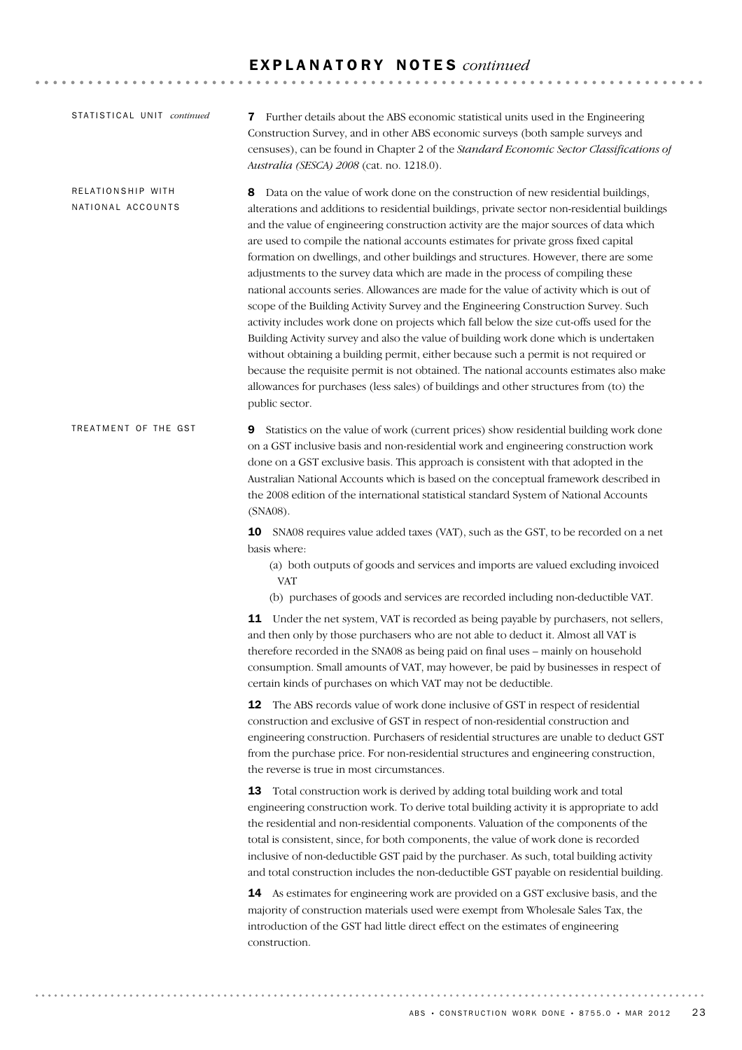## EXPLANATORY NOTES *continued*

### STATISTICAL UNIT *continued*

**7** Further details about the ABS economic statistical units used in the Engineering Construction Survey, and in other ABS economic surveys (both sample surveys and censuses), can be found in Chapter 2 of the *Standard Economic Sector Classifications of Australia (SESCA) 2008* (cat. no. 1218.0).

### RELATIONSHIP WITH NATIONAL ACCOUNTS

**8** Data on the value of work done on the construction of new residential buildings, alterations and additions to residential buildings, private sector non-residential buildings and the value of engineering construction activity are the major sources of data which are used to compile the national accounts estimates for private gross fixed capital formation on dwellings, and other buildings and structures. However, there are some adjustments to the survey data which are made in the process of compiling these national accounts series. Allowances are made for the value of activity which is out of scope of the Building Activity Survey and the Engineering Construction Survey. Such activity includes work done on projects which fall below the size cut-offs used for the Building Activity survey and also the value of building work done which is undertaken without obtaining a building permit, either because such a permit is not required or because the requisite permit is not obtained. The national accounts estimates also make allowances for purchases (less sales) of buildings and other structures from (to) the public sector.

### TREATMENT OF THE GST

**9** Statistics on the value of work (current prices) show residential building work done on a GST inclusive basis and non-residential work and engineering construction work done on a GST exclusive basis. This approach is consistent with that adopted in the Australian National Accounts which is based on the conceptual framework described in the 2008 edition of the international statistical standard System of National Accounts (SNA08).

**10** SNA08 requires value added taxes (VAT), such as the GST, to be recorded on a net basis where:

(a) both outputs of goods and services and imports are valued excluding invoiced VAT

(b) purchases of goods and services are recorded including non-deductible VAT.

**11** Under the net system, VAT is recorded as being payable by purchasers, not sellers, and then only by those purchasers who are not able to deduct it. Almost all VAT is therefore recorded in the SNA08 as being paid on final uses – mainly on household consumption. Small amounts of VAT, may however, be paid by businesses in respect of certain kinds of purchases on which VAT may not be deductible.

**12** The ABS records value of work done inclusive of GST in respect of residential construction and exclusive of GST in respect of non-residential construction and engineering construction. Purchasers of residential structures are unable to deduct GST from the purchase price. For non-residential structures and engineering construction, the reverse is true in most circumstances.

**13** Total construction work is derived by adding total building work and total engineering construction work. To derive total building activity it is appropriate to add the residential and non-residential components. Valuation of the components of the total is consistent, since, for both components, the value of work done is recorded inclusive of non-deductible GST paid by the purchaser. As such, total building activity and total construction includes the non-deductible GST payable on residential building.

**14** As estimates for engineering work are provided on a GST exclusive basis, and the majority of construction materials used were exempt from Wholesale Sales Tax, the introduction of the GST had little direct effect on the estimates of engineering construction.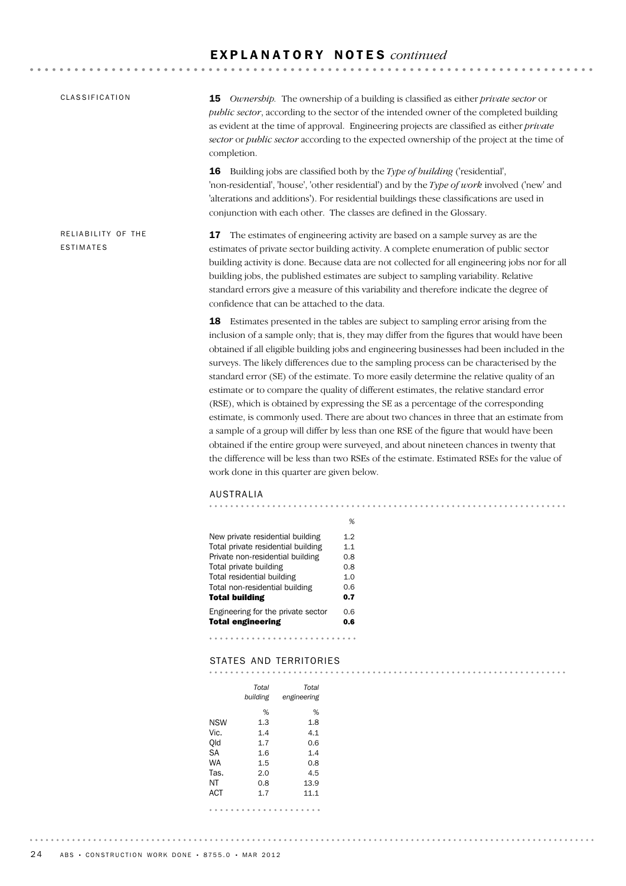# EXPLANATORY NOTES *continued*

CLASSIFICATION

**15** *Ownership.* The ownership of a building is classified as either *private sector* or *public sector*, according to the sector of the intended owner of the completed building as evident at the time of approval. Engineering projects are classified as either *private sector* or *public sector* according to the expected ownership of the project at the time of completion.

**16** Building jobs are classified both by the *Type of building* ('residential', 'non-residential', 'house', 'other residential') and by the *Type of work* involved ('new' and 'alterations and additions'). For residential buildings these classifications are used in conjunction with each other. The classes are defined in the Glossary.

RELIABILITY OF THE ESTIMATES

**17** The estimates of engineering activity are based on a sample survey as are the estimates of private sector building activity. A complete enumeration of public sector building activity is done. Because data are not collected for all engineering jobs nor for all building jobs, the published estimates are subject to sampling variability. Relative standard errors give a measure of this variability and therefore indicate the degree of confidence that can be attached to the data.

**18** Estimates presented in the tables are subject to sampling error arising from the inclusion of a sample only; that is, they may differ from the figures that would have been obtained if all eligible building jobs and engineering businesses had been included in the surveys. The likely differences due to the sampling process can be characterised by the standard error (SE) of the estimate. To more easily determine the relative quality of an estimate or to compare the quality of different estimates, the relative standard error (RSE), which is obtained by expressing the SE as a percentage of the corresponding estimate, is commonly used. There are about two chances in three that an estimate from a sample of a group will differ by less than one RSE of the figure that would have been obtained if the entire group were surveyed, and about nineteen chances in twenty that the difference will be less than two RSEs of the estimate. Estimated RSEs for the value of work done in this quarter are given below.

AUSTRALIA

| | % |
|---|---|
| New private residential building | 1.2 |
| Total private residential building | 1.1 |
| Private non-residential building | 0.8 |
| Total private building | 0.8 |
| Total residential building | 1.0 |
| Total non-residential building | 0.6 |
| **Total building** | **0.7** |
| Engineering for the private sector | 0.6 |
| **Total engineering** | **0.6** |

STATES AND TERRITORIES

| | *Total building* | *Total engineering* |
|---|---|---|
| | % | % |
| NSW | 1.3 | 1.8 |
| Vic. | 1.4 | 4.1 |
| Qld | 1.7 | 0.6 |
| SA | 1.6 | 1.4 |
| WA | 1.5 | 0.8 |
| Tas. | 2.0 | 4.5 |
| NT | 0.8 | 13.9 |
| ACT | 1.7 | 11.1 |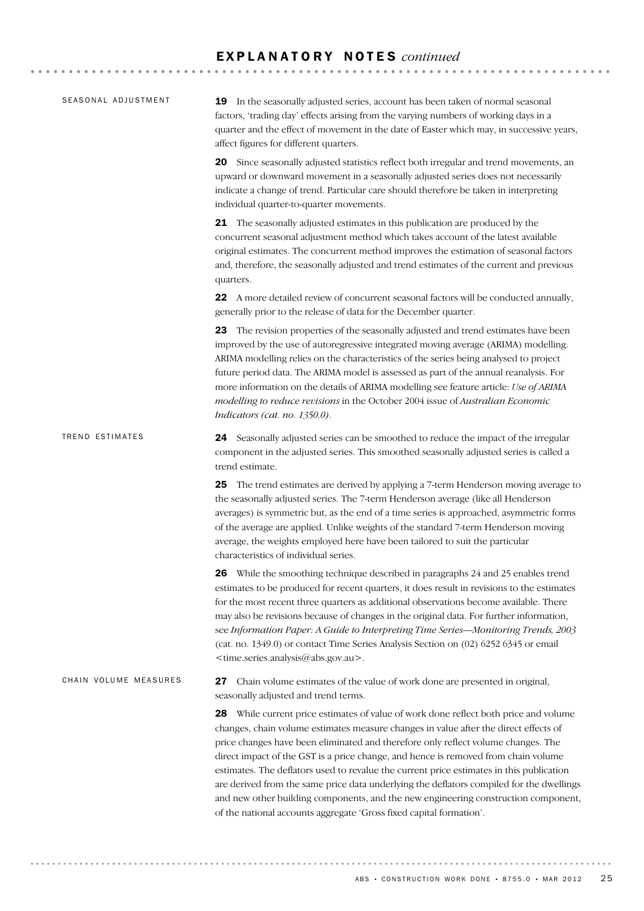## EXPLANATORY NOTES *continued*

### SEASONAL ADJUSTMENT

**19** In the seasonally adjusted series, account has been taken of normal seasonal factors, 'trading day' effects arising from the varying numbers of working days in a quarter and the effect of movement in the date of Easter which may, in successive years, affect figures for different quarters.

**20** Since seasonally adjusted statistics reflect both irregular and trend movements, an upward or downward movement in a seasonally adjusted series does not necessarily indicate a change of trend. Particular care should therefore be taken in interpreting individual quarter-to-quarter movements.

**21** The seasonally adjusted estimates in this publication are produced by the concurrent seasonal adjustment method which takes account of the latest available original estimates. The concurrent method improves the estimation of seasonal factors and, therefore, the seasonally adjusted and trend estimates of the current and previous quarters.

**22** A more detailed review of concurrent seasonal factors will be conducted annually, generally prior to the release of data for the December quarter.

**23** The revision properties of the seasonally adjusted and trend estimates have been improved by the use of autoregressive integrated moving average (ARIMA) modelling. ARIMA modelling relies on the characteristics of the series being analysed to project future period data. The ARIMA model is assessed as part of the annual reanalysis. For more information on the details of ARIMA modelling see feature article: *Use of ARIMA modelling to reduce revisions* in the October 2004 issue of *Australian Economic Indicators (cat. no. 1350.0)*.

### TREND ESTIMATES

**24** Seasonally adjusted series can be smoothed to reduce the impact of the irregular component in the adjusted series. This smoothed seasonally adjusted series is called a trend estimate.

**25** The trend estimates are derived by applying a 7-term Henderson moving average to the seasonally adjusted series. The 7-term Henderson average (like all Henderson averages) is symmetric but, as the end of a time series is approached, asymmetric forms of the average are applied. Unlike weights of the standard 7-term Henderson moving average, the weights employed here have been tailored to suit the particular characteristics of individual series.

**26** While the smoothing technique described in paragraphs 24 and 25 enables trend estimates to be produced for recent quarters, it does result in revisions to the estimates for the most recent three quarters as additional observations become available. There may also be revisions because of changes in the original data. For further information, see *Information Paper: A Guide to Interpreting Time Series—Monitoring Trends, 2003* (cat. no. 1349.0) or contact Time Series Analysis Section on (02) 6252 6345 or email <time.series.analysis@abs.gov.au>.

### CHAIN VOLUME MEASURES

**27** Chain volume estimates of the value of work done are presented in original, seasonally adjusted and trend terms.

**28** While current price estimates of value of work done reflect both price and volume changes, chain volume estimates measure changes in value after the direct effects of price changes have been eliminated and therefore only reflect volume changes. The direct impact of the GST is a price change, and hence is removed from chain volume estimates. The deflators used to revalue the current price estimates in this publication are derived from the same price data underlying the deflators compiled for the dwellings and new other building components, and the new engineering construction component, of the national accounts aggregate 'Gross fixed capital formation'.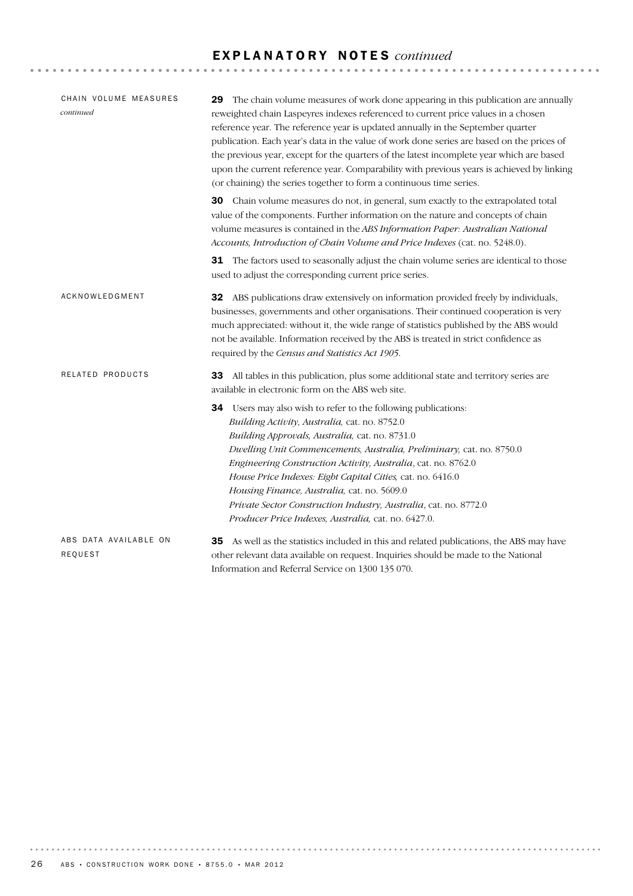# EXPLANATORY NOTES *continued*

### CHAIN VOLUME MEASURES *continued*

**29** The chain volume measures of work done appearing in this publication are annually reweighted chain Laspeyres indexes referenced to current price values in a chosen reference year. The reference year is updated annually in the September quarter publication. Each year's data in the value of work done series are based on the prices of the previous year, except for the quarters of the latest incomplete year which are based upon the current reference year. Comparability with previous years is achieved by linking (or chaining) the series together to form a continuous time series.

**30** Chain volume measures do not, in general, sum exactly to the extrapolated total value of the components. Further information on the nature and concepts of chain volume measures is contained in the *ABS Information Paper: Australian National Accounts, Introduction of Chain Volume and Price Indexes* (cat. no. 5248.0).

**31** The factors used to seasonally adjust the chain volume series are identical to those used to adjust the corresponding current price series.

### ACKNOWLEDGMENT

**32** ABS publications draw extensively on information provided freely by individuals, businesses, governments and other organisations. Their continued cooperation is very much appreciated: without it, the wide range of statistics published by the ABS would not be available. Information received by the ABS is treated in strict confidence as required by the *Census and Statistics Act 1905*.

### RELATED PRODUCTS

**33** All tables in this publication, plus some additional state and territory series are available in electronic form on the ABS web site.

**34** Users may also wish to refer to the following publications:

*Building Activity, Australia,* cat. no. 8752.0
*Building Approvals, Australia,* cat. no. 8731.0
*Dwelling Unit Commencements, Australia, Preliminary,* cat. no. 8750.0
*Engineering Construction Activity, Australia*, cat. no. 8762.0
*House Price Indexes: Eight Capital Cities,* cat. no. 6416.0
*Housing Finance, Australia,* cat. no. 5609.0
*Private Sector Construction Industry, Australia*, cat. no. 8772.0
*Producer Price Indexes, Australia,* cat. no. 6427.0.

### ABS DATA AVAILABLE ON REQUEST

**35** As well as the statistics included in this and related publications, the ABS may have other relevant data available on request. Inquiries should be made to the National Information and Referral Service on 1300 135 070.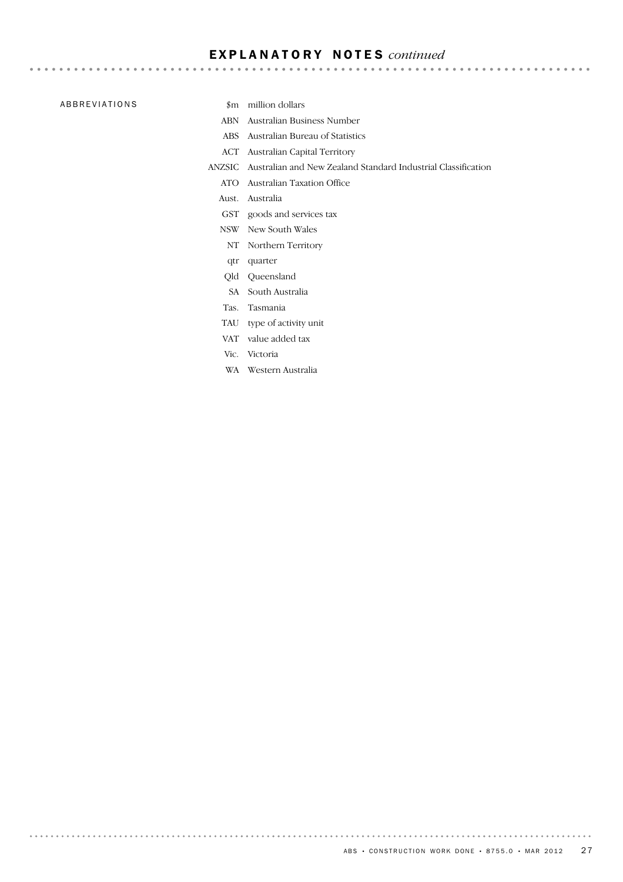## ABBREVIATIONS

| | |
|---|---|
| $m | million dollars |
| ABN | Australian Business Number |
| ABS | Australian Bureau of Statistics |
| ACT | Australian Capital Territory |
| ANZSIC | Australian and New Zealand Standard Industrial Classification |
| ATO | Australian Taxation Office |
| Aust. | Australia |
| GST | goods and services tax |
| NSW | New South Wales |
| NT | Northern Territory |
| qtr | quarter |
| Qld | Queensland |
| SA | South Australia |
| Tas. | Tasmania |
| TAU | type of activity unit |
| VAT | value added tax |
| Vic. | Victoria |
| WA | Western Australia |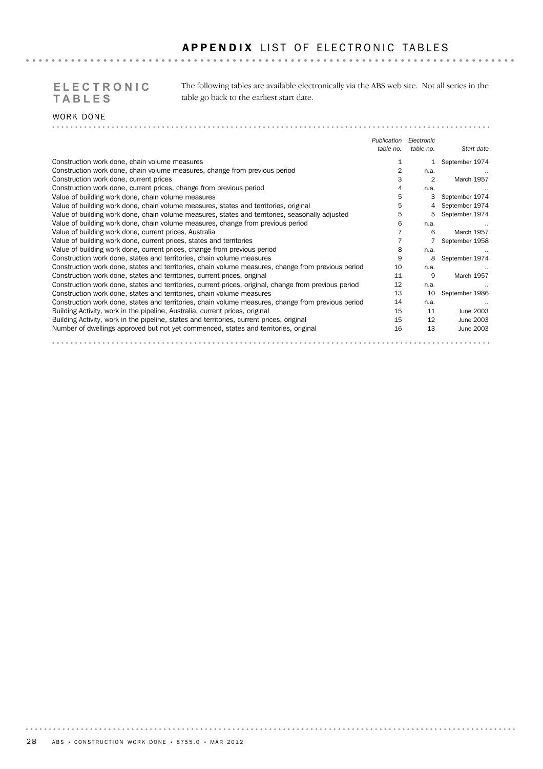# APPENDIX LIST OF ELECTRONIC TABLES

## ELECTRONIC TABLES

The following tables are available electronically via the ABS web site. Not all series in the table go back to the earliest start date.

### WORK DONE

| | *Publication table no.* | *Electronic table no.* | *Start date* |
|---|---|---|---|
| Construction work done, chain volume measures | 1 | 1 | September 1974 |
| Construction work done, chain volume measures, change from previous period | 2 | n.a. | .. |
| Construction work done, current prices | 3 | 2 | March 1957 |
| Construction work done, current prices, change from previous period | 4 | n.a. | .. |
| Value of building work done, chain volume measures | 5 | 3 | September 1974 |
| Value of building work done, chain volume measures, states and territories, original | 5 | 4 | September 1974 |
| Value of building work done, chain volume measures, states and territories, seasonally adjusted | 5 | 5 | September 1974 |
| Value of building work done, chain volume measures, change from previous period | 6 | n.a. | .. |
| Value of building work done, current prices, Australia | 7 | 6 | March 1957 |
| Value of building work done, current prices, states and territories | 7 | 7 | September 1958 |
| Value of building work done, current prices, change from previous period | 8 | n.a. | .. |
| Construction work done, states and territories, chain volume measures | 9 | 8 | September 1974 |
| Construction work done, states and territories, chain volume measures, change from previous period | 10 | n.a. | .. |
| Construction work done, states and territories, current prices, original | 11 | 9 | March 1957 |
| Construction work done, states and territories, current prices, original, change from previous period | 12 | n.a. | .. |
| Construction work done, states and territories, chain volume measures | 13 | 10 | September 1986 |
| Construction work done, states and territories, chain volume measures, change from previous period | 14 | n.a. | .. |
| Building Activity, work in the pipeline, Australia, current prices, original | 15 | 11 | June 2003 |
| Building Activity, work in the pipeline, states and territories, current prices, original | 15 | 12 | June 2003 |
| Number of dwellings approved but not yet commenced, states and territories, original | 16 | 13 | June 2003 |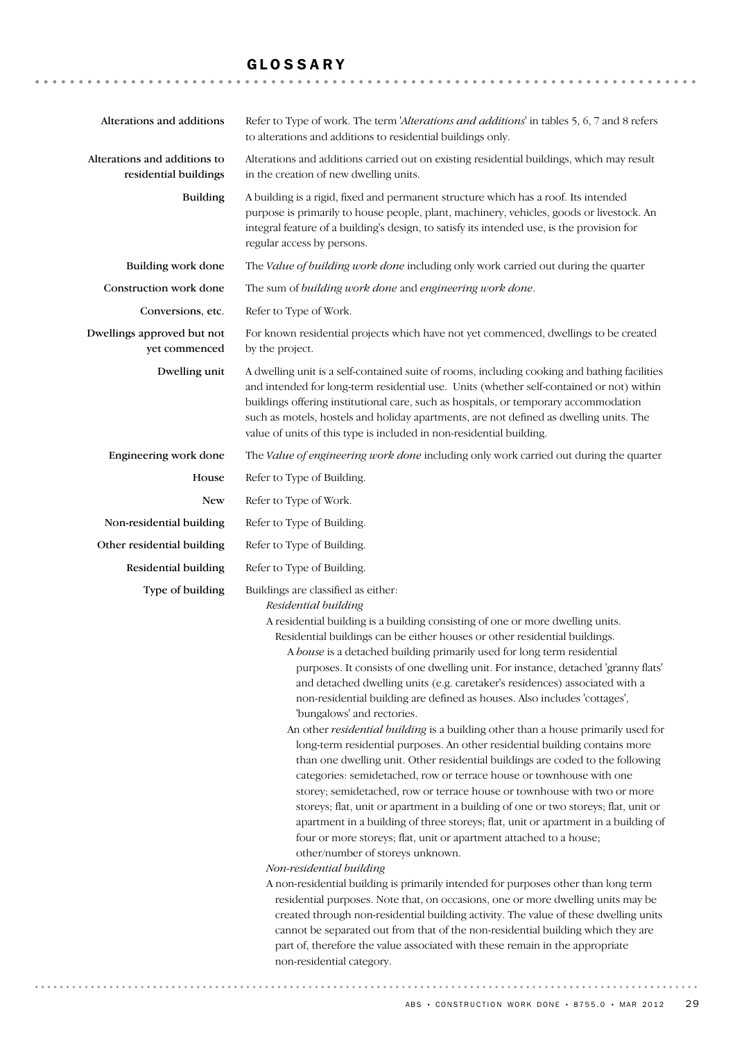# GLOSSARY

**Alterations and additions**
Refer to Type of work. The term '*Alterations and additions*' in tables 5, 6, 7 and 8 refers to alterations and additions to residential buildings only.

**Alterations and additions to residential buildings**
Alterations and additions carried out on existing residential buildings, which may result in the creation of new dwelling units.

**Building**
A building is a rigid, fixed and permanent structure which has a roof. Its intended purpose is primarily to house people, plant, machinery, vehicles, goods or livestock. An integral feature of a building's design, to satisfy its intended use, is the provision for regular access by persons.

**Building work done**
The *Value of building work done* including only work carried out during the quarter

**Construction work done**
The sum of *building work done* and *engineering work done*.

**Conversions, etc.**
Refer to Type of Work.

**Dwellings approved but not yet commenced**
For known residential projects which have not yet commenced, dwellings to be created by the project.

**Dwelling unit**
A dwelling unit is a self-contained suite of rooms, including cooking and bathing facilities and intended for long-term residential use. Units (whether self-contained or not) within buildings offering institutional care, such as hospitals, or temporary accommodation such as motels, hostels and holiday apartments, are not defined as dwelling units. The value of units of this type is included in non-residential building.

**Engineering work done**
The *Value of engineering work done* including only work carried out during the quarter

**House**
Refer to Type of Building.

**New**
Refer to Type of Work.

**Non-residential building**
Refer to Type of Building.

**Other residential building**
Refer to Type of Building.

**Residential building**
Refer to Type of Building.

**Type of building**
Buildings are classified as either:

*Residential building*

A residential building is a building consisting of one or more dwelling units. Residential buildings can be either houses or other residential buildings.

A *house* is a detached building primarily used for long term residential purposes. It consists of one dwelling unit. For instance, detached 'granny flats' and detached dwelling units (e.g. caretaker's residences) associated with a non-residential building are defined as houses. Also includes 'cottages', 'bungalows' and rectories.

An other *residential building* is a building other than a house primarily used for long-term residential purposes. An other residential building contains more than one dwelling unit. Other residential buildings are coded to the following categories: semidetached, row or terrace house or townhouse with one storey; semidetached, row or terrace house or townhouse with two or more storeys; flat, unit or apartment in a building of one or two storeys; flat, unit or apartment in a building of three storeys; flat, unit or apartment in a building of four or more storeys; flat, unit or apartment attached to a house; other/number of storeys unknown.

*Non-residential building*

A non-residential building is primarily intended for purposes other than long term residential purposes. Note that, on occasions, one or more dwelling units may be created through non-residential building activity. The value of these dwelling units cannot be separated out from that of the non-residential building which they are part of, therefore the value associated with these remain in the appropriate non-residential category.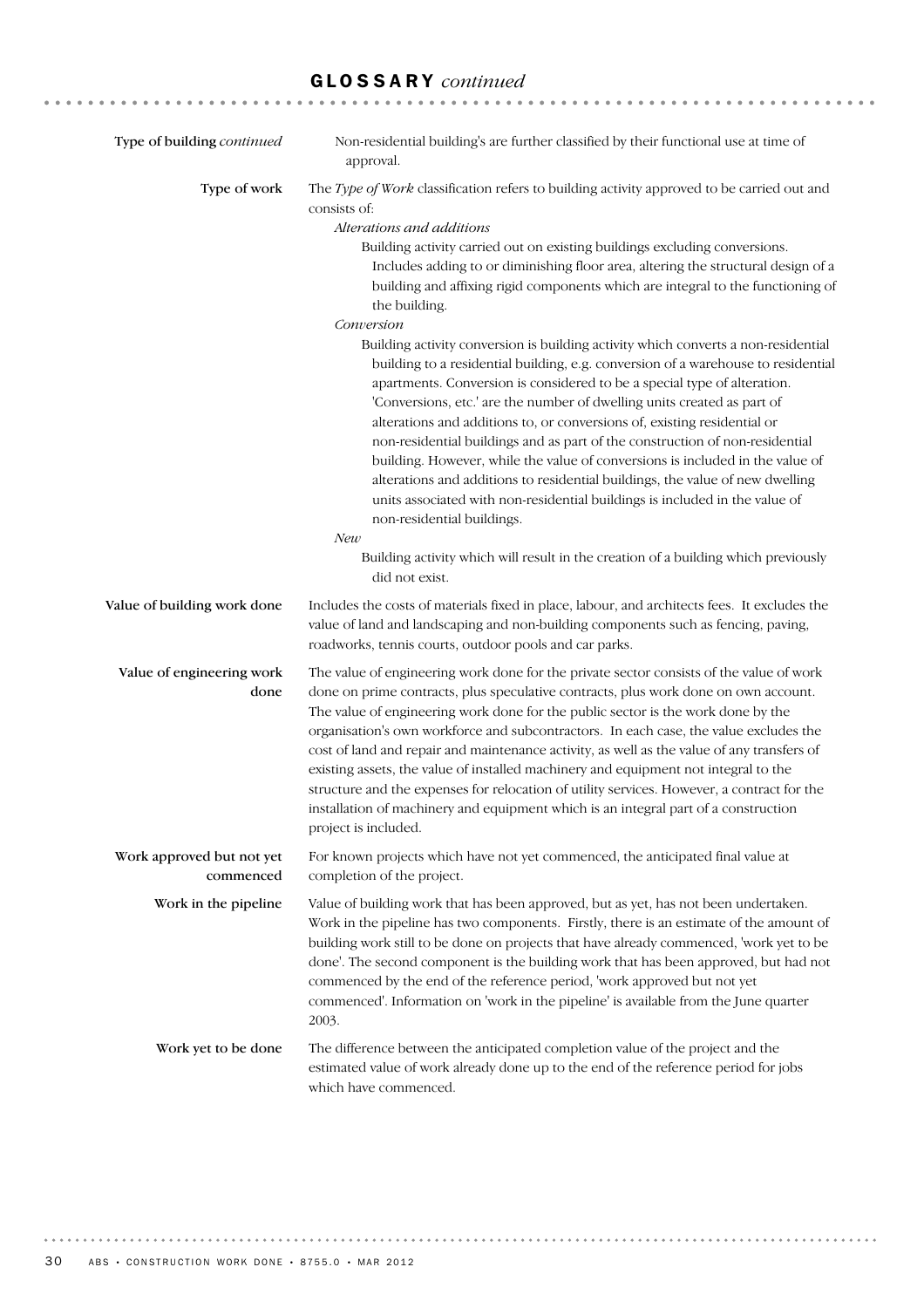## GLOSSARY *continued*

**Type of building** *continued*

Non-residential building's are further classified by their functional use at time of approval.

**Type of work**

The *Type of Work* classification refers to building activity approved to be carried out and consists of:

*Alterations and additions*

Building activity carried out on existing buildings excluding conversions. Includes adding to or diminishing floor area, altering the structural design of a building and affixing rigid components which are integral to the functioning of the building.

*Conversion*

Building activity conversion is building activity which converts a non-residential building to a residential building, e.g. conversion of a warehouse to residential apartments. Conversion is considered to be a special type of alteration. 'Conversions, etc.' are the number of dwelling units created as part of alterations and additions to, or conversions of, existing residential or non-residential buildings and as part of the construction of non-residential building. However, while the value of conversions is included in the value of alterations and additions to residential buildings, the value of new dwelling units associated with non-residential buildings is included in the value of non-residential buildings.

*New*

Building activity which will result in the creation of a building which previously did not exist.

**Value of building work done**

Includes the costs of materials fixed in place, labour, and architects fees. It excludes the value of land and landscaping and non-building components such as fencing, paving, roadworks, tennis courts, outdoor pools and car parks.

**Value of engineering work done**

The value of engineering work done for the private sector consists of the value of work done on prime contracts, plus speculative contracts, plus work done on own account. The value of engineering work done for the public sector is the work done by the organisation's own workforce and subcontractors. In each case, the value excludes the cost of land and repair and maintenance activity, as well as the value of any transfers of existing assets, the value of installed machinery and equipment not integral to the structure and the expenses for relocation of utility services. However, a contract for the installation of machinery and equipment which is an integral part of a construction project is included.

**Work approved but not yet commenced**

For known projects which have not yet commenced, the anticipated final value at completion of the project.

**Work in the pipeline**

Value of building work that has been approved, but as yet, has not been undertaken. Work in the pipeline has two components. Firstly, there is an estimate of the amount of building work still to be done on projects that have already commenced, 'work yet to be done'. The second component is the building work that has been approved, but had not commenced by the end of the reference period, 'work approved but not yet commenced'. Information on 'work in the pipeline' is available from the June quarter 2003.

**Work yet to be done**

The difference between the anticipated completion value of the project and the estimated value of work already done up to the end of the reference period for jobs which have commenced.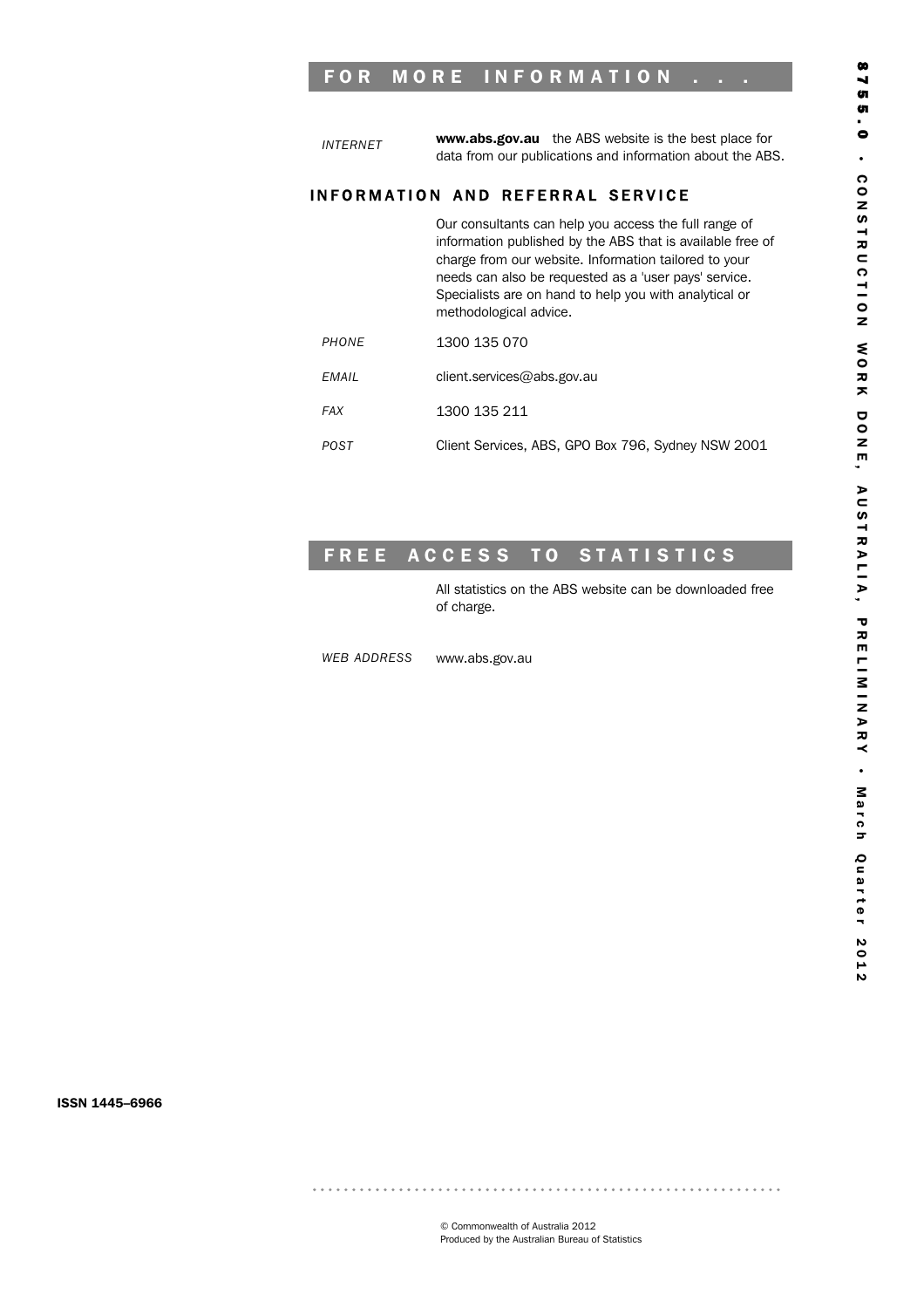## FOR MORE INFORMATION . . .

*INTERNET* **www.abs.gov.au** the ABS website is the best place for data from our publications and information about the ABS.

### INFORMATION AND REFERRAL SERVICE

Our consultants can help you access the full range of information published by the ABS that is available free of charge from our website. Information tailored to your needs can also be requested as a 'user pays' service. Specialists are on hand to help you with analytical or methodological advice.

*PHONE* 1300 135 070

*EMAIL* client.services@abs.gov.au

*FAX* 1300 135 211

*POST* Client Services, ABS, GPO Box 796, Sydney NSW 2001

## FREE ACCESS TO STATISTICS

All statistics on the ABS website can be downloaded free of charge.

*WEB ADDRESS* www.abs.gov.au

**ISSN 1445–6966**

© Commonwealth of Australia 2012
Produced by the Australian Bureau of Statistics